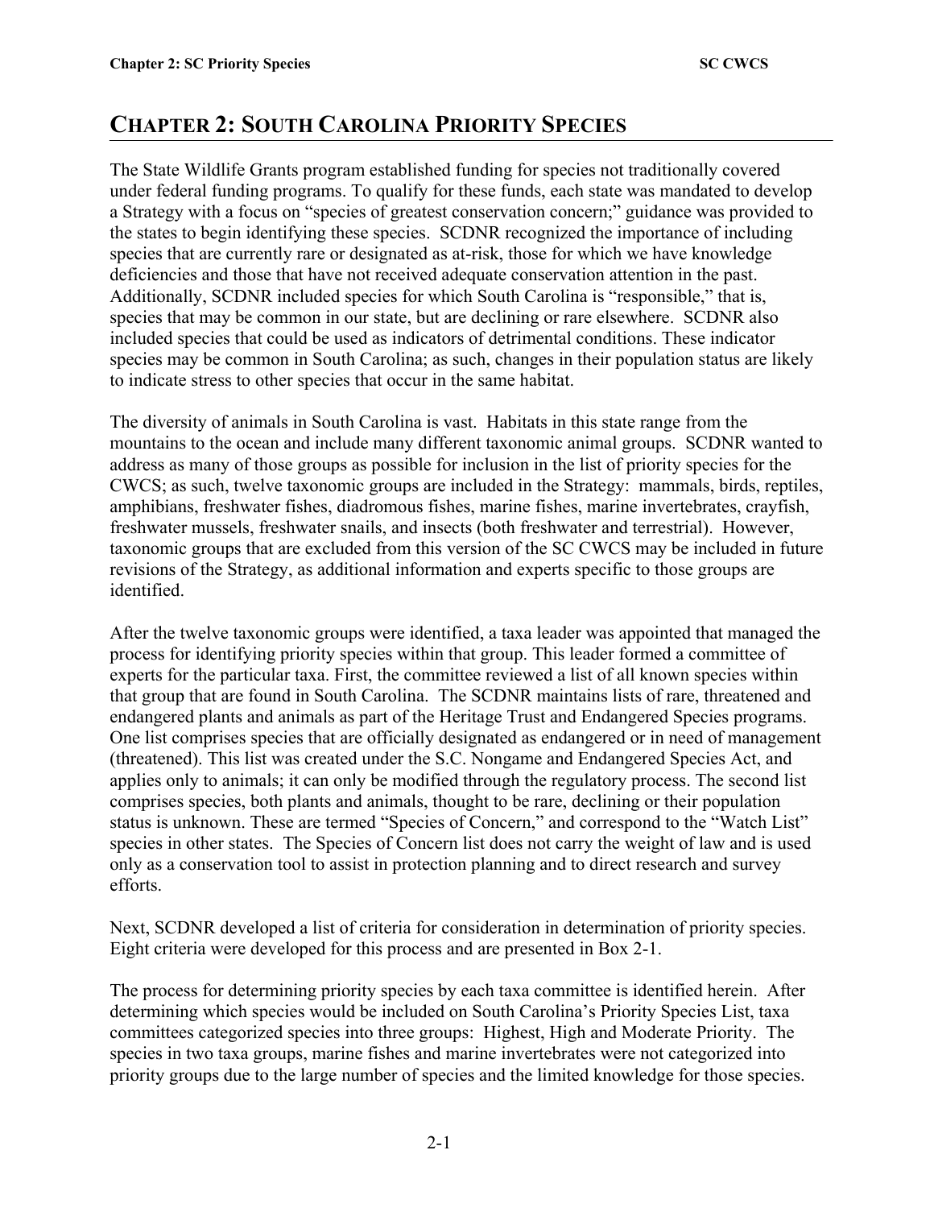# CHAPTER 2: SOUTH CAROLINA PRIORITY SPECIES

The State Wildlife Grants program established funding for species not traditionally covered under federal funding programs. To qualify for these funds, each state was mandated to develop a Strategy with a focus on "species of greatest conservation concern;" guidance was provided to the states to begin identifying these species. SCDNR recognized the importance of including species that are currently rare or designated as at-risk, those for which we have knowledge deficiencies and those that have not received adequate conservation attention in the past. Additionally, SCDNR included species for which South Carolina is "responsible," that is, species that may be common in our state, but are declining or rare elsewhere. SCDNR also included species that could be used as indicators of detrimental conditions. These indicator species may be common in South Carolina; as such, changes in their population status are likely to indicate stress to other species that occur in the same habitat.

The diversity of animals in South Carolina is vast. Habitats in this state range from the mountains to the ocean and include many different taxonomic animal groups. SCDNR wanted to address as many of those groups as possible for inclusion in the list of priority species for the CWCS; as such, twelve taxonomic groups are included in the Strategy: mammals, birds, reptiles, amphibians, freshwater fishes, diadromous fishes, marine fishes, marine invertebrates, crayfish, freshwater mussels, freshwater snails, and insects (both freshwater and terrestrial). However, taxonomic groups that are excluded from this version of the SC CWCS may be included in future revisions of the Strategy, as additional information and experts specific to those groups are identified.

After the twelve taxonomic groups were identified, a taxa leader was appointed that managed the process for identifying priority species within that group. This leader formed a committee of experts for the particular taxa. First, the committee reviewed a list of all known species within that group that are found in South Carolina. The SCDNR maintains lists of rare, threatened and endangered plants and animals as part of the Heritage Trust and Endangered Species programs. One list comprises species that are officially designated as endangered or in need of management (threatened). This list was created under the S.C. Nongame and Endangered Species Act, and applies only to animals; it can only be modified through the regulatory process. The second list comprises species, both plants and animals, thought to be rare, declining or their population status is unknown. These are termed "Species of Concern," and correspond to the "Watch List" species in other states. The Species of Concern list does not carry the weight of law and is used only as a conservation tool to assist in protection planning and to direct research and survey efforts.

Next, SCDNR developed a list of criteria for consideration in determination of priority species. Eight criteria were developed for this process and are presented in Box 2-1.

The process for determining priority species by each taxa committee is identified herein. After determining which species would be included on South Carolina's Priority Species List, taxa committees categorized species into three groups: Highest, High and Moderate Priority. The species in two taxa groups, marine fishes and marine invertebrates were not categorized into priority groups due to the large number of species and the limited knowledge for those species.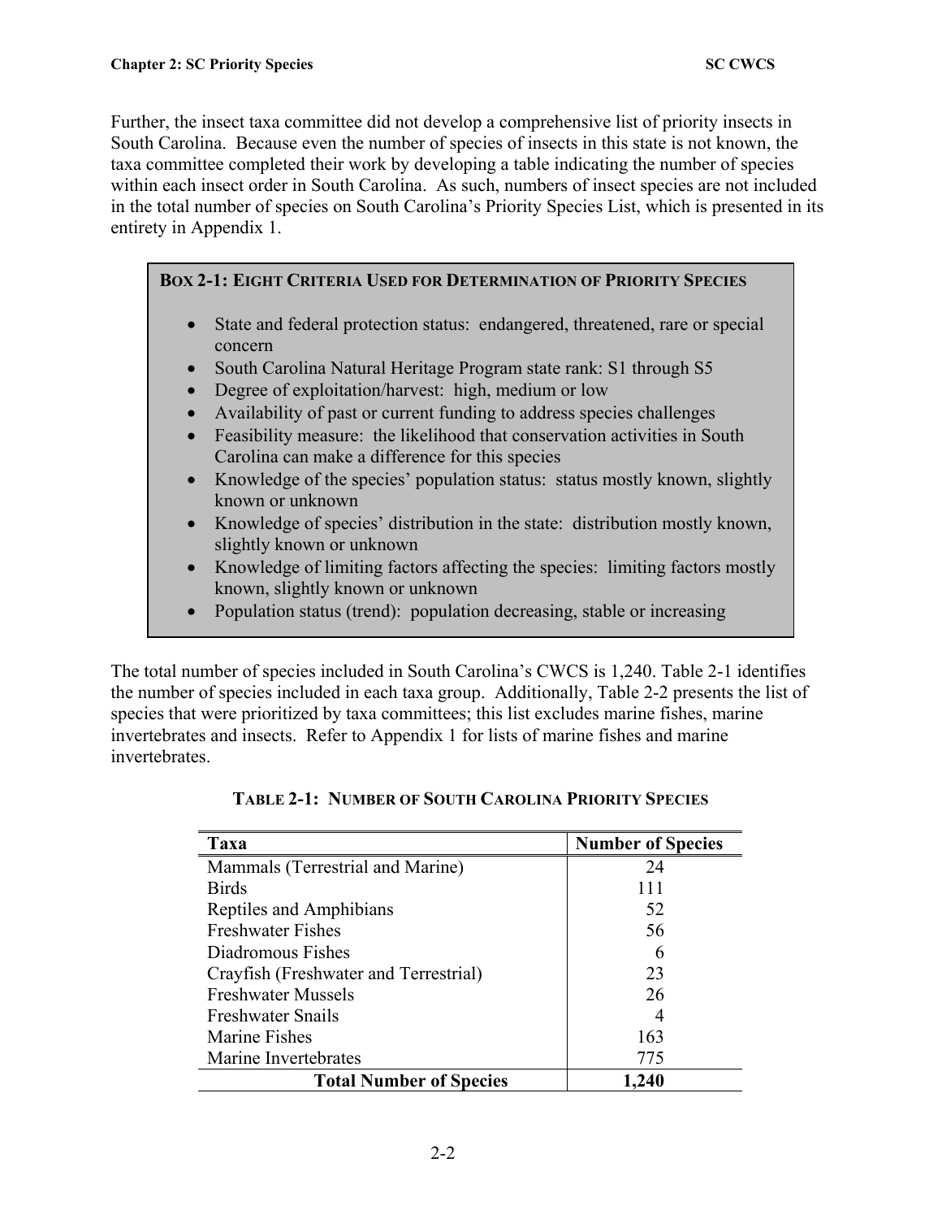Further, the insect taxa committee did not develop a comprehensive list of priority insects in South Carolina. Because even the number of species of insects in this state is not known, the taxa committee completed their work by developing a table indicating the number of species within each insect order in South Carolina. As such, numbers of insect species are not included in the total number of species on South Carolina's Priority Species List, which is presented in its entirety in Appendix 1.

> **BOX 2-1: EIGHT CRITERIA USED FOR DETERMINATION OF PRIORITY SPECIES**
>
> - State and federal protection status: endangered, threatened, rare or special concern
> - South Carolina Natural Heritage Program state rank: S1 through S5
> - Degree of exploitation/harvest: high, medium or low
> - Availability of past or current funding to address species challenges
> - Feasibility measure: the likelihood that conservation activities in South Carolina can make a difference for this species
> - Knowledge of the species' population status: status mostly known, slightly known or unknown
> - Knowledge of species' distribution in the state: distribution mostly known, slightly known or unknown
> - Knowledge of limiting factors affecting the species: limiting factors mostly known, slightly known or unknown
> - Population status (trend): population decreasing, stable or increasing

The total number of species included in South Carolina's CWCS is 1,240. Table 2-1 identifies the number of species included in each taxa group. Additionally, Table 2-2 presents the list of species that were prioritized by taxa committees; this list excludes marine fishes, marine invertebrates and insects. Refer to Appendix 1 for lists of marine fishes and marine invertebrates.

**TABLE 2-1: NUMBER OF SOUTH CAROLINA PRIORITY SPECIES**

| Taxa | Number of Species |
|---|---|
| Mammals (Terrestrial and Marine) | 24 |
| Birds | 111 |
| Reptiles and Amphibians | 52 |
| Freshwater Fishes | 56 |
| Diadromous Fishes | 6 |
| Crayfish (Freshwater and Terrestrial) | 23 |
| Freshwater Mussels | 26 |
| Freshwater Snails | 4 |
| Marine Fishes | 163 |
| Marine Invertebrates | 775 |
| **Total Number of Species** | **1,240** |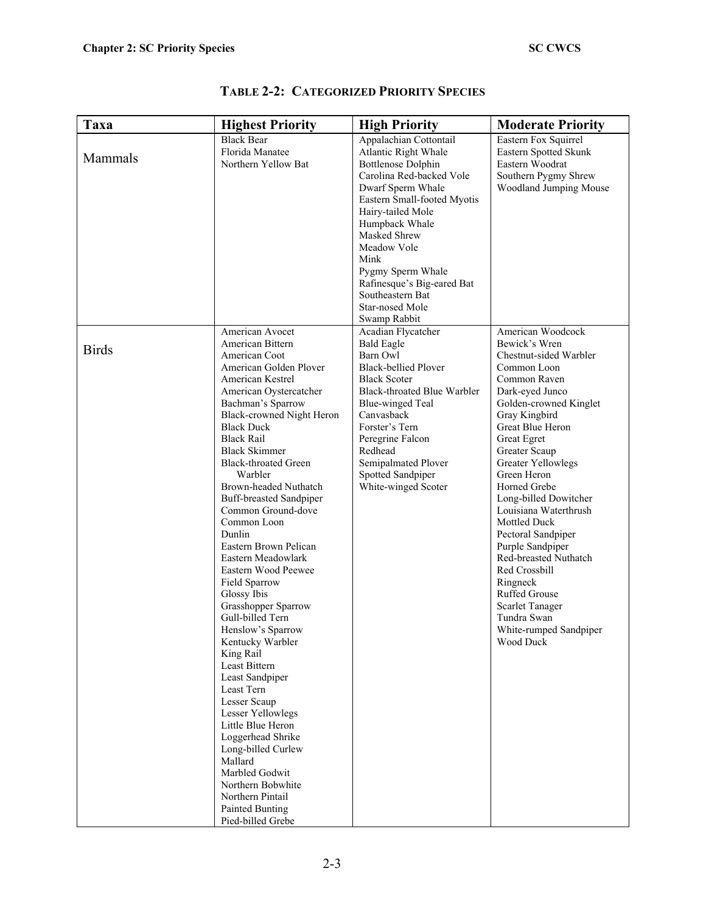## TABLE 2-2: CATEGORIZED PRIORITY SPECIES

| Taxa | Highest Priority | High Priority | Moderate Priority |
|---|---|---|---|
| Mammals | Black Bear<br>Florida Manatee<br>Northern Yellow Bat | Appalachian Cottontail<br>Atlantic Right Whale<br>Bottlenose Dolphin<br>Carolina Red-backed Vole<br>Dwarf Sperm Whale<br>Eastern Small-footed Myotis<br>Hairy-tailed Mole<br>Humpback Whale<br>Masked Shrew<br>Meadow Vole<br>Mink<br>Pygmy Sperm Whale<br>Rafinesque's Big-eared Bat<br>Southeastern Bat<br>Star-nosed Mole<br>Swamp Rabbit | Eastern Fox Squirrel<br>Eastern Spotted Skunk<br>Eastern Woodrat<br>Southern Pygmy Shrew<br>Woodland Jumping Mouse |
| Birds | American Avocet<br>American Bittern<br>American Coot<br>American Golden Plover<br>American Kestrel<br>American Oystercatcher<br>Bachman's Sparrow<br>Black-crowned Night Heron<br>Black Duck<br>Black Rail<br>Black Skimmer<br>Black-throated Green Warbler<br>Brown-headed Nuthatch<br>Buff-breasted Sandpiper<br>Common Ground-dove<br>Common Loon<br>Dunlin<br>Eastern Brown Pelican<br>Eastern Meadowlark<br>Eastern Wood Peewee<br>Field Sparrow<br>Glossy Ibis<br>Grasshopper Sparrow<br>Gull-billed Tern<br>Henslow's Sparrow<br>Kentucky Warbler<br>King Rail<br>Least Bittern<br>Least Sandpiper<br>Least Tern<br>Lesser Scaup<br>Lesser Yellowlegs<br>Little Blue Heron<br>Loggerhead Shrike<br>Long-billed Curlew<br>Mallard<br>Marbled Godwit<br>Northern Bobwhite<br>Northern Pintail<br>Painted Bunting<br>Pied-billed Grebe | Acadian Flycatcher<br>Bald Eagle<br>Barn Owl<br>Black-bellied Plover<br>Black Scoter<br>Black-throated Blue Warbler<br>Blue-winged Teal<br>Canvasback<br>Forster's Tern<br>Peregrine Falcon<br>Redhead<br>Semipalmated Plover<br>Spotted Sandpiper<br>White-winged Scoter | American Woodcock<br>Bewick's Wren<br>Chestnut-sided Warbler<br>Common Loon<br>Common Raven<br>Dark-eyed Junco<br>Golden-crowned Kinglet<br>Gray Kingbird<br>Great Blue Heron<br>Great Egret<br>Greater Scaup<br>Greater Yellowlegs<br>Green Heron<br>Horned Grebe<br>Long-billed Dowitcher<br>Louisiana Waterthrush<br>Mottled Duck<br>Pectoral Sandpiper<br>Purple Sandpiper<br>Red-breasted Nuthatch<br>Red Crossbill<br>Ringneck<br>Ruffed Grouse<br>Scarlet Tanager<br>Tundra Swan<br>White-rumped Sandpiper<br>Wood Duck |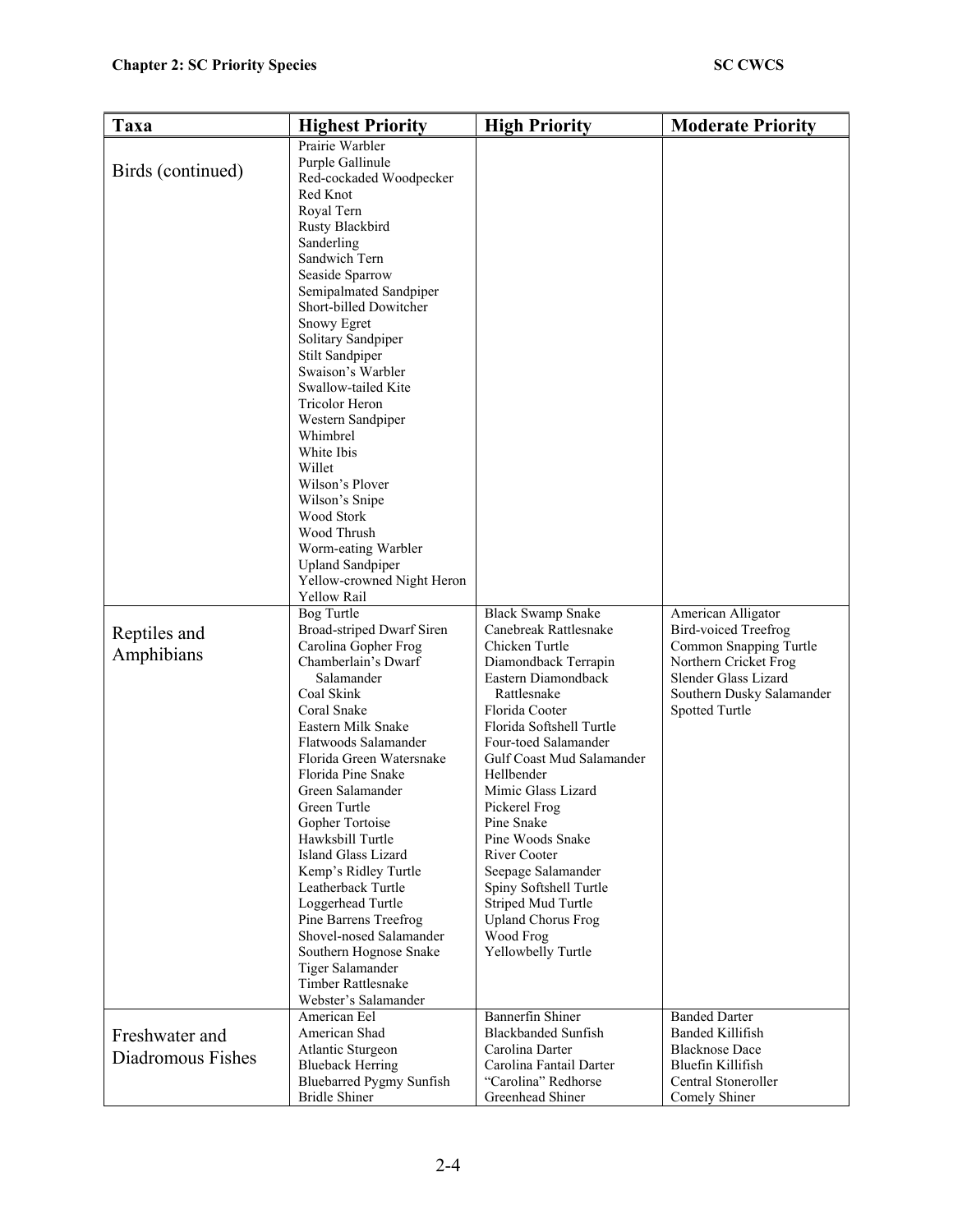| Taxa | Highest Priority | High Priority | Moderate Priority |
|---|---|---|---|
| Birds (continued) | Prairie Warbler<br>Purple Gallinule<br>Red-cockaded Woodpecker<br>Red Knot<br>Royal Tern<br>Rusty Blackbird<br>Sanderling<br>Sandwich Tern<br>Seaside Sparrow<br>Semipalmated Sandpiper<br>Short-billed Dowitcher<br>Snowy Egret<br>Solitary Sandpiper<br>Stilt Sandpiper<br>Swaison's Warbler<br>Swallow-tailed Kite<br>Tricolor Heron<br>Western Sandpiper<br>Whimbrel<br>White Ibis<br>Willet<br>Wilson's Plover<br>Wilson's Snipe<br>Wood Stork<br>Wood Thrush<br>Worm-eating Warbler<br>Upland Sandpiper<br>Yellow-crowned Night Heron<br>Yellow Rail | | |
| Reptiles and Amphibians | Bog Turtle<br>Broad-striped Dwarf Siren<br>Carolina Gopher Frog<br>Chamberlain's Dwarf Salamander<br>Coal Skink<br>Coral Snake<br>Eastern Milk Snake<br>Flatwoods Salamander<br>Florida Green Watersnake<br>Florida Pine Snake<br>Green Salamander<br>Green Turtle<br>Gopher Tortoise<br>Hawksbill Turtle<br>Island Glass Lizard<br>Kemp's Ridley Turtle<br>Leatherback Turtle<br>Loggerhead Turtle<br>Pine Barrens Treefrog<br>Shovel-nosed Salamander<br>Southern Hognose Snake<br>Tiger Salamander<br>Timber Rattlesnake<br>Webster's Salamander | Black Swamp Snake<br>Canebreak Rattlesnake<br>Chicken Turtle<br>Diamondback Terrapin<br>Eastern Diamondback Rattlesnake<br>Florida Cooter<br>Florida Softshell Turtle<br>Four-toed Salamander<br>Gulf Coast Mud Salamander<br>Hellbender<br>Mimic Glass Lizard<br>Pickerel Frog<br>Pine Snake<br>Pine Woods Snake<br>River Cooter<br>Seepage Salamander<br>Spiny Softshell Turtle<br>Striped Mud Turtle<br>Upland Chorus Frog<br>Wood Frog<br>Yellowbelly Turtle | American Alligator<br>Bird-voiced Treefrog<br>Common Snapping Turtle<br>Northern Cricket Frog<br>Slender Glass Lizard<br>Southern Dusky Salamander<br>Spotted Turtle |
| Freshwater and Diadromous Fishes | American Eel<br>American Shad<br>Atlantic Sturgeon<br>Blueback Herring<br>Bluebarred Pygmy Sunfish<br>Bridle Shiner | Bannerfin Shiner<br>Blackbanded Sunfish<br>Carolina Darter<br>Carolina Fantail Darter<br>"Carolina" Redhorse<br>Greenhead Shiner | Banded Darter<br>Banded Killifish<br>Blacknose Dace<br>Bluefin Killifish<br>Central Stoneroller<br>Comely Shiner |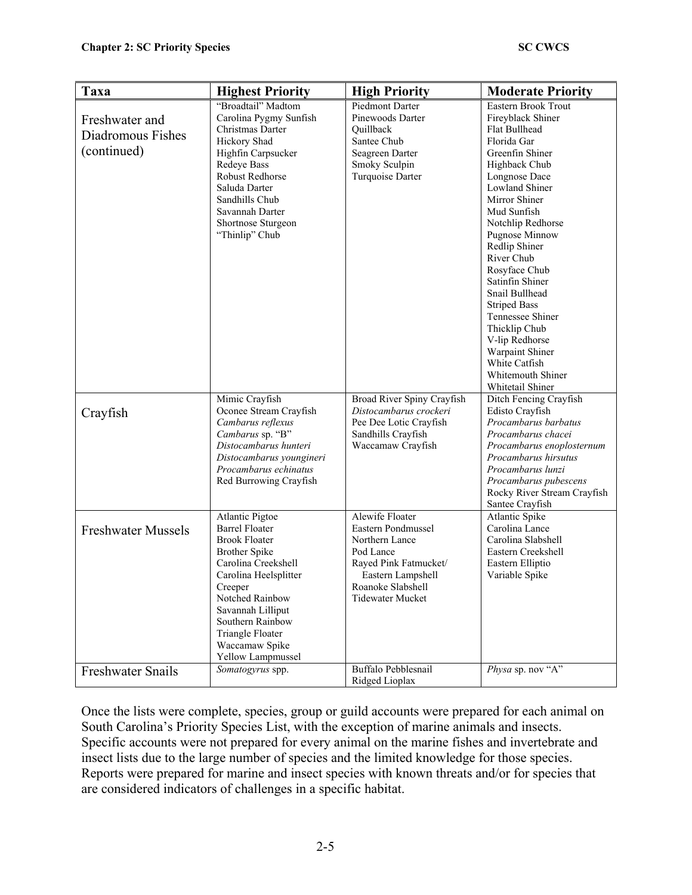| Taxa | Highest Priority | High Priority | Moderate Priority |
|---|---|---|---|
| Freshwater and Diadromous Fishes (continued) | "Broadtail" Madtom<br>Carolina Pygmy Sunfish<br>Christmas Darter<br>Hickory Shad<br>Highfin Carpsucker<br>Redeye Bass<br>Robust Redhorse<br>Saluda Darter<br>Sandhills Chub<br>Savannah Darter<br>Shortnose Sturgeon<br>"Thinlip" Chub | Piedmont Darter<br>Pinewoods Darter<br>Quillback<br>Santee Chub<br>Seagreen Darter<br>Smoky Sculpin<br>Turquoise Darter | Eastern Brook Trout<br>Fireyblack Shiner<br>Flat Bullhead<br>Florida Gar<br>Greenfin Shiner<br>Highback Chub<br>Longnose Dace<br>Lowland Shiner<br>Mirror Shiner<br>Mud Sunfish<br>Notchlip Redhorse<br>Pugnose Minnow<br>Redlip Shiner<br>River Chub<br>Rosyface Chub<br>Satinfin Shiner<br>Snail Bullhead<br>Striped Bass<br>Tennessee Shiner<br>Thicklip Chub<br>V-lip Redhorse<br>Warpaint Shiner<br>White Catfish<br>Whitemouth Shiner<br>Whitetail Shiner |
| Crayfish | Mimic Crayfish<br>Oconee Stream Crayfish<br>*Cambarus reflexus*<br>*Cambarus* sp. "B"<br>*Distocambarus hunteri*<br>*Distocambarus youngineri*<br>*Procambarus echinatus*<br>Red Burrowing Crayfish | Broad River Spiny Crayfish<br>*Distocambarus crockeri*<br>Pee Dee Lotic Crayfish<br>Sandhills Crayfish<br>Waccamaw Crayfish | Ditch Fencing Crayfish<br>Edisto Crayfish<br>*Procambarus barbatus*<br>*Procambarus chacei*<br>*Procambarus enoplosternum*<br>*Procambarus hirsutus*<br>*Procambarus lunzi*<br>*Procambarus pubescens*<br>Rocky River Stream Crayfish<br>Santee Crayfish |
| Freshwater Mussels | Atlantic Pigtoe<br>Barrel Floater<br>Brook Floater<br>Brother Spike<br>Carolina Creekshell<br>Carolina Heelsplitter<br>Creeper<br>Notched Rainbow<br>Savannah Lilliput<br>Southern Rainbow<br>Triangle Floater<br>Waccamaw Spike<br>Yellow Lampmussel | Alewife Floater<br>Eastern Pondmussel<br>Northern Lance<br>Pod Lance<br>Rayed Pink Fatmucket/ Eastern Lampshell<br>Roanoke Slabshell<br>Tidewater Mucket | Atlantic Spike<br>Carolina Lance<br>Carolina Slabshell<br>Eastern Creekshell<br>Eastern Elliptio<br>Variable Spike |
| Freshwater Snails | *Somatogyrus* spp. | Buffalo Pebblesnail<br>Ridged Lioplax | *Physa* sp. nov "A" |

Once the lists were complete, species, group or guild accounts were prepared for each animal on South Carolina's Priority Species List, with the exception of marine animals and insects. Specific accounts were not prepared for every animal on the marine fishes and invertebrate and insect lists due to the large number of species and the limited knowledge for those species. Reports were prepared for marine and insect species with known threats and/or for species that are considered indicators of challenges in a specific habitat.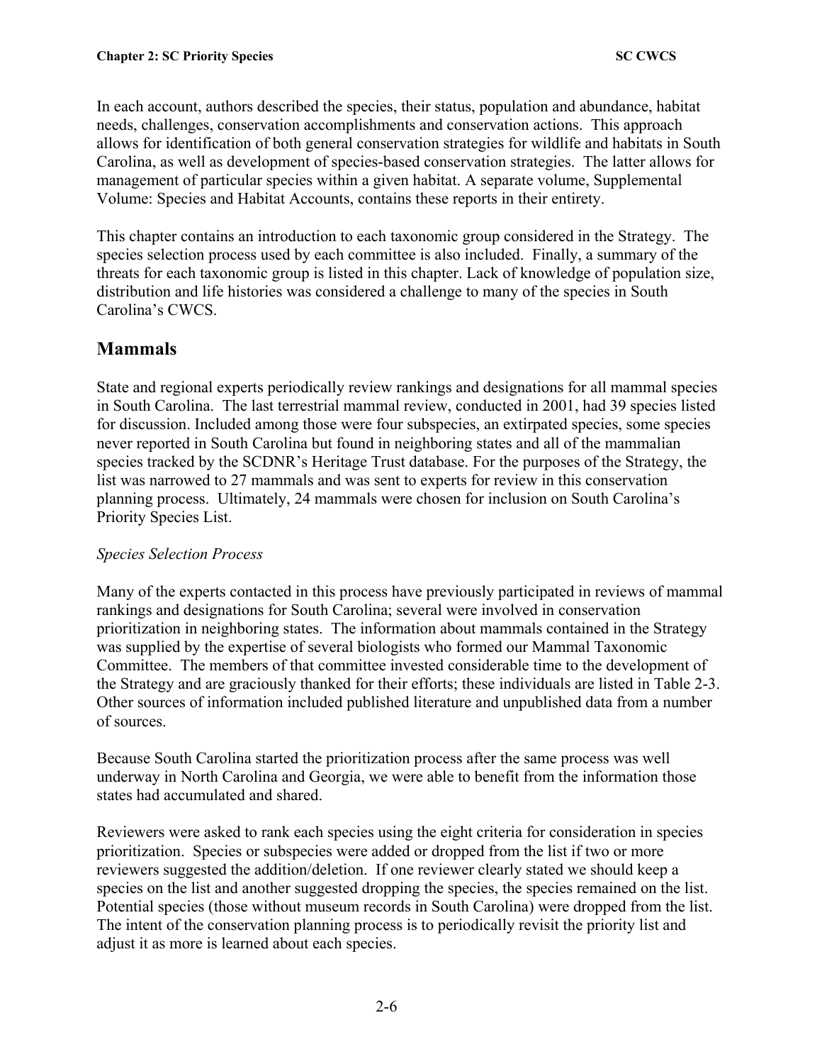In each account, authors described the species, their status, population and abundance, habitat needs, challenges, conservation accomplishments and conservation actions. This approach allows for identification of both general conservation strategies for wildlife and habitats in South Carolina, as well as development of species-based conservation strategies. The latter allows for management of particular species within a given habitat. A separate volume, Supplemental Volume: Species and Habitat Accounts, contains these reports in their entirety.

This chapter contains an introduction to each taxonomic group considered in the Strategy. The species selection process used by each committee is also included. Finally, a summary of the threats for each taxonomic group is listed in this chapter. Lack of knowledge of population size, distribution and life histories was considered a challenge to many of the species in South Carolina's CWCS.

## Mammals

State and regional experts periodically review rankings and designations for all mammal species in South Carolina. The last terrestrial mammal review, conducted in 2001, had 39 species listed for discussion. Included among those were four subspecies, an extirpated species, some species never reported in South Carolina but found in neighboring states and all of the mammalian species tracked by the SCDNR's Heritage Trust database. For the purposes of the Strategy, the list was narrowed to 27 mammals and was sent to experts for review in this conservation planning process. Ultimately, 24 mammals were chosen for inclusion on South Carolina's Priority Species List.

*Species Selection Process*

Many of the experts contacted in this process have previously participated in reviews of mammal rankings and designations for South Carolina; several were involved in conservation prioritization in neighboring states. The information about mammals contained in the Strategy was supplied by the expertise of several biologists who formed our Mammal Taxonomic Committee. The members of that committee invested considerable time to the development of the Strategy and are graciously thanked for their efforts; these individuals are listed in Table 2-3. Other sources of information included published literature and unpublished data from a number of sources.

Because South Carolina started the prioritization process after the same process was well underway in North Carolina and Georgia, we were able to benefit from the information those states had accumulated and shared.

Reviewers were asked to rank each species using the eight criteria for consideration in species prioritization. Species or subspecies were added or dropped from the list if two or more reviewers suggested the addition/deletion. If one reviewer clearly stated we should keep a species on the list and another suggested dropping the species, the species remained on the list. Potential species (those without museum records in South Carolina) were dropped from the list. The intent of the conservation planning process is to periodically revisit the priority list and adjust it as more is learned about each species.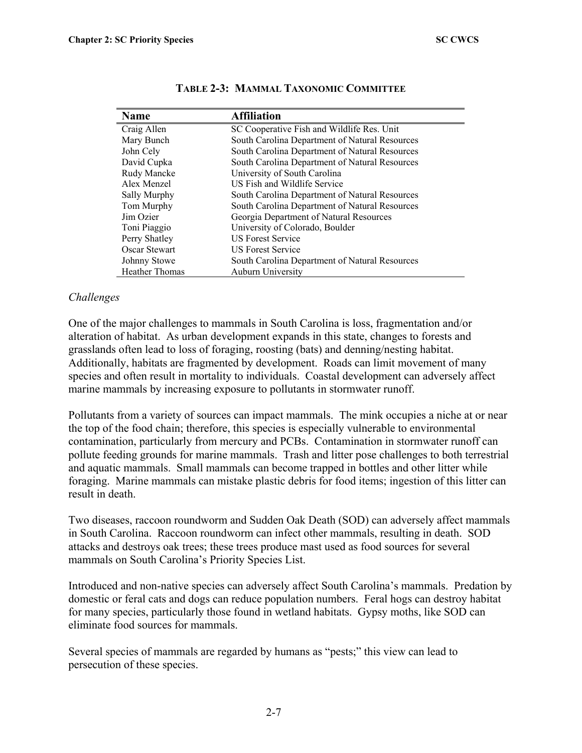**TABLE 2-3: MAMMAL TAXONOMIC COMMITTEE**

| Name | Affiliation |
| --- | --- |
| Craig Allen | SC Cooperative Fish and Wildlife Res. Unit |
| Mary Bunch | South Carolina Department of Natural Resources |
| John Cely | South Carolina Department of Natural Resources |
| David Cupka | South Carolina Department of Natural Resources |
| Rudy Mancke | University of South Carolina |
| Alex Menzel | US Fish and Wildlife Service |
| Sally Murphy | South Carolina Department of Natural Resources |
| Tom Murphy | South Carolina Department of Natural Resources |
| Jim Ozier | Georgia Department of Natural Resources |
| Toni Piaggio | University of Colorado, Boulder |
| Perry Shatley | US Forest Service |
| Oscar Stewart | US Forest Service |
| Johnny Stowe | South Carolina Department of Natural Resources |
| Heather Thomas | Auburn University |

*Challenges*

One of the major challenges to mammals in South Carolina is loss, fragmentation and/or alteration of habitat. As urban development expands in this state, changes to forests and grasslands often lead to loss of foraging, roosting (bats) and denning/nesting habitat. Additionally, habitats are fragmented by development. Roads can limit movement of many species and often result in mortality to individuals. Coastal development can adversely affect marine mammals by increasing exposure to pollutants in stormwater runoff.

Pollutants from a variety of sources can impact mammals. The mink occupies a niche at or near the top of the food chain; therefore, this species is especially vulnerable to environmental contamination, particularly from mercury and PCBs. Contamination in stormwater runoff can pollute feeding grounds for marine mammals. Trash and litter pose challenges to both terrestrial and aquatic mammals. Small mammals can become trapped in bottles and other litter while foraging. Marine mammals can mistake plastic debris for food items; ingestion of this litter can result in death.

Two diseases, raccoon roundworm and Sudden Oak Death (SOD) can adversely affect mammals in South Carolina. Raccoon roundworm can infect other mammals, resulting in death. SOD attacks and destroys oak trees; these trees produce mast used as food sources for several mammals on South Carolina's Priority Species List.

Introduced and non-native species can adversely affect South Carolina's mammals. Predation by domestic or feral cats and dogs can reduce population numbers. Feral hogs can destroy habitat for many species, particularly those found in wetland habitats. Gypsy moths, like SOD can eliminate food sources for mammals.

Several species of mammals are regarded by humans as "pests;" this view can lead to persecution of these species.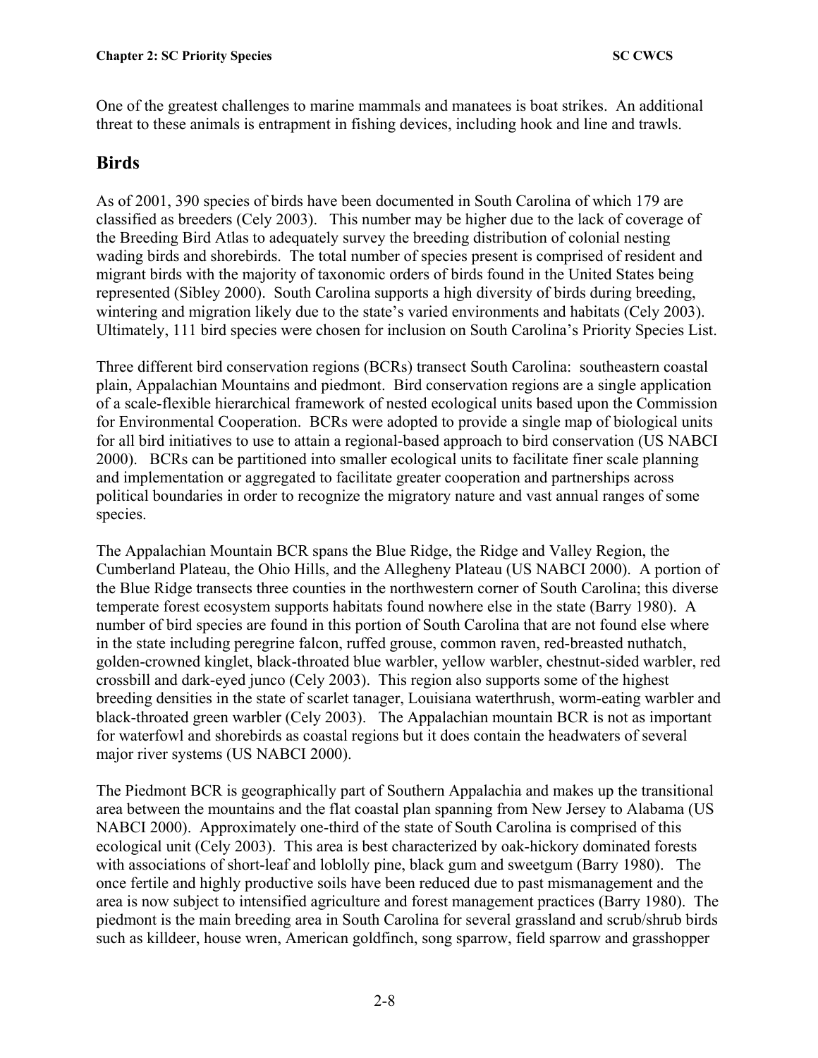One of the greatest challenges to marine mammals and manatees is boat strikes. An additional threat to these animals is entrapment in fishing devices, including hook and line and trawls.

## Birds

As of 2001, 390 species of birds have been documented in South Carolina of which 179 are classified as breeders (Cely 2003). This number may be higher due to the lack of coverage of the Breeding Bird Atlas to adequately survey the breeding distribution of colonial nesting wading birds and shorebirds. The total number of species present is comprised of resident and migrant birds with the majority of taxonomic orders of birds found in the United States being represented (Sibley 2000). South Carolina supports a high diversity of birds during breeding, wintering and migration likely due to the state's varied environments and habitats (Cely 2003). Ultimately, 111 bird species were chosen for inclusion on South Carolina's Priority Species List.

Three different bird conservation regions (BCRs) transect South Carolina: southeastern coastal plain, Appalachian Mountains and piedmont. Bird conservation regions are a single application of a scale-flexible hierarchical framework of nested ecological units based upon the Commission for Environmental Cooperation. BCRs were adopted to provide a single map of biological units for all bird initiatives to use to attain a regional-based approach to bird conservation (US NABCI 2000). BCRs can be partitioned into smaller ecological units to facilitate finer scale planning and implementation or aggregated to facilitate greater cooperation and partnerships across political boundaries in order to recognize the migratory nature and vast annual ranges of some species.

The Appalachian Mountain BCR spans the Blue Ridge, the Ridge and Valley Region, the Cumberland Plateau, the Ohio Hills, and the Allegheny Plateau (US NABCI 2000). A portion of the Blue Ridge transects three counties in the northwestern corner of South Carolina; this diverse temperate forest ecosystem supports habitats found nowhere else in the state (Barry 1980). A number of bird species are found in this portion of South Carolina that are not found else where in the state including peregrine falcon, ruffed grouse, common raven, red-breasted nuthatch, golden-crowned kinglet, black-throated blue warbler, yellow warbler, chestnut-sided warbler, red crossbill and dark-eyed junco (Cely 2003). This region also supports some of the highest breeding densities in the state of scarlet tanager, Louisiana waterthrush, worm-eating warbler and black-throated green warbler (Cely 2003). The Appalachian mountain BCR is not as important for waterfowl and shorebirds as coastal regions but it does contain the headwaters of several major river systems (US NABCI 2000).

The Piedmont BCR is geographically part of Southern Appalachia and makes up the transitional area between the mountains and the flat coastal plan spanning from New Jersey to Alabama (US NABCI 2000). Approximately one-third of the state of South Carolina is comprised of this ecological unit (Cely 2003). This area is best characterized by oak-hickory dominated forests with associations of short-leaf and loblolly pine, black gum and sweetgum (Barry 1980). The once fertile and highly productive soils have been reduced due to past mismanagement and the area is now subject to intensified agriculture and forest management practices (Barry 1980). The piedmont is the main breeding area in South Carolina for several grassland and scrub/shrub birds such as killdeer, house wren, American goldfinch, song sparrow, field sparrow and grasshopper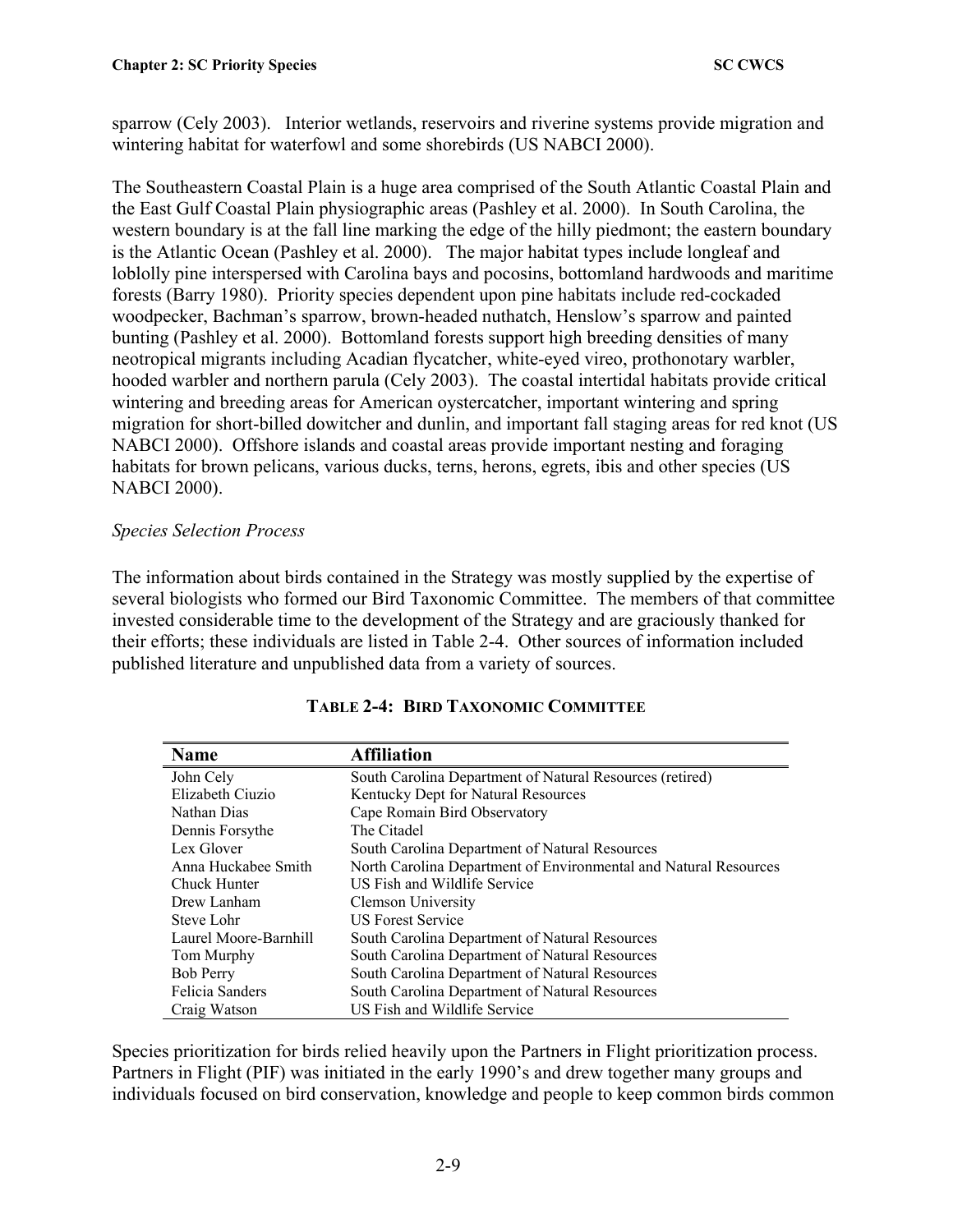sparrow (Cely 2003). Interior wetlands, reservoirs and riverine systems provide migration and wintering habitat for waterfowl and some shorebirds (US NABCI 2000).

The Southeastern Coastal Plain is a huge area comprised of the South Atlantic Coastal Plain and the East Gulf Coastal Plain physiographic areas (Pashley et al. 2000). In South Carolina, the western boundary is at the fall line marking the edge of the hilly piedmont; the eastern boundary is the Atlantic Ocean (Pashley et al. 2000). The major habitat types include longleaf and loblolly pine interspersed with Carolina bays and pocosins, bottomland hardwoods and maritime forests (Barry 1980). Priority species dependent upon pine habitats include red-cockaded woodpecker, Bachman's sparrow, brown-headed nuthatch, Henslow's sparrow and painted bunting (Pashley et al. 2000). Bottomland forests support high breeding densities of many neotropical migrants including Acadian flycatcher, white-eyed vireo, prothonotary warbler, hooded warbler and northern parula (Cely 2003). The coastal intertidal habitats provide critical wintering and breeding areas for American oystercatcher, important wintering and spring migration for short-billed dowitcher and dunlin, and important fall staging areas for red knot (US NABCI 2000). Offshore islands and coastal areas provide important nesting and foraging habitats for brown pelicans, various ducks, terns, herons, egrets, ibis and other species (US NABCI 2000).

*Species Selection Process*

The information about birds contained in the Strategy was mostly supplied by the expertise of several biologists who formed our Bird Taxonomic Committee. The members of that committee invested considerable time to the development of the Strategy and are graciously thanked for their efforts; these individuals are listed in Table 2-4. Other sources of information included published literature and unpublished data from a variety of sources.

**TABLE 2-4: BIRD TAXONOMIC COMMITTEE**

| Name | Affiliation |
|---|---|
| John Cely | South Carolina Department of Natural Resources (retired) |
| Elizabeth Ciuzio | Kentucky Dept for Natural Resources |
| Nathan Dias | Cape Romain Bird Observatory |
| Dennis Forsythe | The Citadel |
| Lex Glover | South Carolina Department of Natural Resources |
| Anna Huckabee Smith | North Carolina Department of Environmental and Natural Resources |
| Chuck Hunter | US Fish and Wildlife Service |
| Drew Lanham | Clemson University |
| Steve Lohr | US Forest Service |
| Laurel Moore-Barnhill | South Carolina Department of Natural Resources |
| Tom Murphy | South Carolina Department of Natural Resources |
| Bob Perry | South Carolina Department of Natural Resources |
| Felicia Sanders | South Carolina Department of Natural Resources |
| Craig Watson | US Fish and Wildlife Service |

Species prioritization for birds relied heavily upon the Partners in Flight prioritization process. Partners in Flight (PIF) was initiated in the early 1990's and drew together many groups and individuals focused on bird conservation, knowledge and people to keep common birds common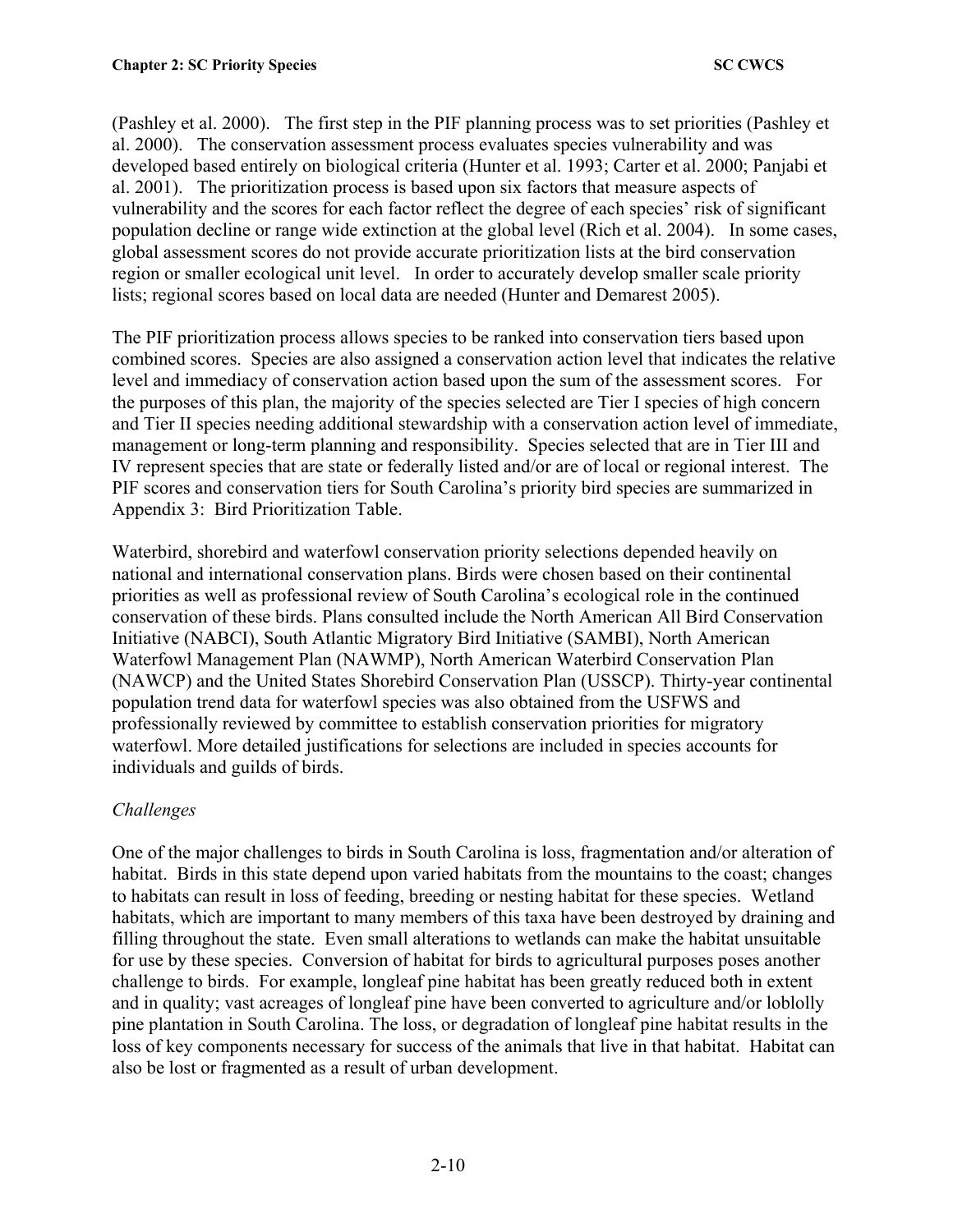(Pashley et al. 2000). The first step in the PIF planning process was to set priorities (Pashley et al. 2000). The conservation assessment process evaluates species vulnerability and was developed based entirely on biological criteria (Hunter et al. 1993; Carter et al. 2000; Panjabi et al. 2001). The prioritization process is based upon six factors that measure aspects of vulnerability and the scores for each factor reflect the degree of each species' risk of significant population decline or range wide extinction at the global level (Rich et al. 2004). In some cases, global assessment scores do not provide accurate prioritization lists at the bird conservation region or smaller ecological unit level. In order to accurately develop smaller scale priority lists; regional scores based on local data are needed (Hunter and Demarest 2005).

The PIF prioritization process allows species to be ranked into conservation tiers based upon combined scores. Species are also assigned a conservation action level that indicates the relative level and immediacy of conservation action based upon the sum of the assessment scores. For the purposes of this plan, the majority of the species selected are Tier I species of high concern and Tier II species needing additional stewardship with a conservation action level of immediate, management or long-term planning and responsibility. Species selected that are in Tier III and IV represent species that are state or federally listed and/or are of local or regional interest. The PIF scores and conservation tiers for South Carolina's priority bird species are summarized in Appendix 3: Bird Prioritization Table.

Waterbird, shorebird and waterfowl conservation priority selections depended heavily on national and international conservation plans. Birds were chosen based on their continental priorities as well as professional review of South Carolina's ecological role in the continued conservation of these birds. Plans consulted include the North American All Bird Conservation Initiative (NABCI), South Atlantic Migratory Bird Initiative (SAMBI), North American Waterfowl Management Plan (NAWMP), North American Waterbird Conservation Plan (NAWCP) and the United States Shorebird Conservation Plan (USSCP). Thirty-year continental population trend data for waterfowl species was also obtained from the USFWS and professionally reviewed by committee to establish conservation priorities for migratory waterfowl. More detailed justifications for selections are included in species accounts for individuals and guilds of birds.

*Challenges*

One of the major challenges to birds in South Carolina is loss, fragmentation and/or alteration of habitat. Birds in this state depend upon varied habitats from the mountains to the coast; changes to habitats can result in loss of feeding, breeding or nesting habitat for these species. Wetland habitats, which are important to many members of this taxa have been destroyed by draining and filling throughout the state. Even small alterations to wetlands can make the habitat unsuitable for use by these species. Conversion of habitat for birds to agricultural purposes poses another challenge to birds. For example, longleaf pine habitat has been greatly reduced both in extent and in quality; vast acreages of longleaf pine have been converted to agriculture and/or loblolly pine plantation in South Carolina. The loss, or degradation of longleaf pine habitat results in the loss of key components necessary for success of the animals that live in that habitat. Habitat can also be lost or fragmented as a result of urban development.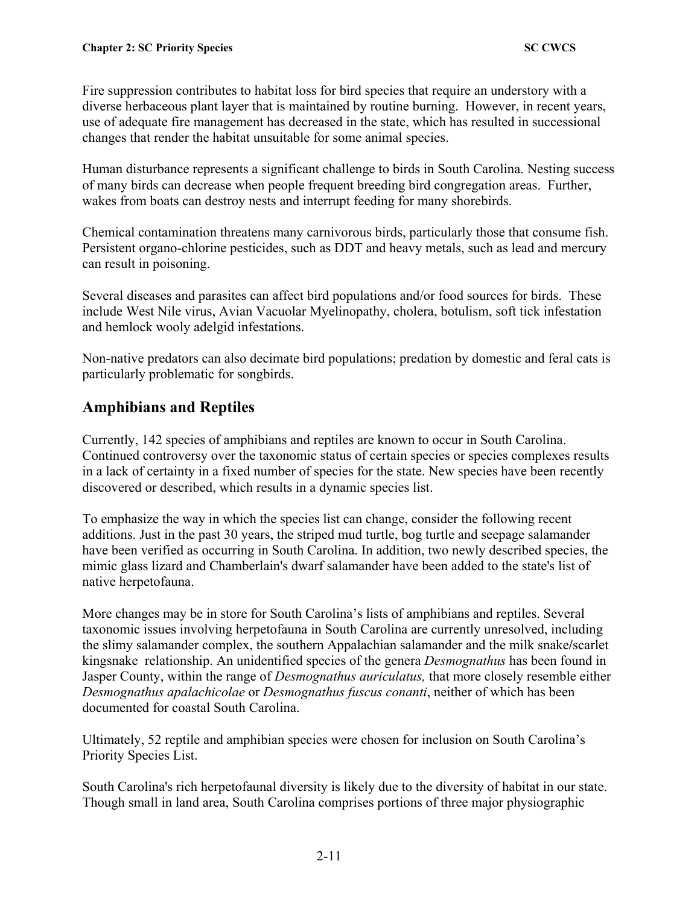Fire suppression contributes to habitat loss for bird species that require an understory with a diverse herbaceous plant layer that is maintained by routine burning. However, in recent years, use of adequate fire management has decreased in the state, which has resulted in successional changes that render the habitat unsuitable for some animal species.

Human disturbance represents a significant challenge to birds in South Carolina. Nesting success of many birds can decrease when people frequent breeding bird congregation areas. Further, wakes from boats can destroy nests and interrupt feeding for many shorebirds.

Chemical contamination threatens many carnivorous birds, particularly those that consume fish. Persistent organo-chlorine pesticides, such as DDT and heavy metals, such as lead and mercury can result in poisoning.

Several diseases and parasites can affect bird populations and/or food sources for birds. These include West Nile virus, Avian Vacuolar Myelinopathy, cholera, botulism, soft tick infestation and hemlock wooly adelgid infestations.

Non-native predators can also decimate bird populations; predation by domestic and feral cats is particularly problematic for songbirds.

## Amphibians and Reptiles

Currently, 142 species of amphibians and reptiles are known to occur in South Carolina. Continued controversy over the taxonomic status of certain species or species complexes results in a lack of certainty in a fixed number of species for the state. New species have been recently discovered or described, which results in a dynamic species list.

To emphasize the way in which the species list can change, consider the following recent additions. Just in the past 30 years, the striped mud turtle, bog turtle and seepage salamander have been verified as occurring in South Carolina. In addition, two newly described species, the mimic glass lizard and Chamberlain's dwarf salamander have been added to the state's list of native herpetofauna.

More changes may be in store for South Carolina's lists of amphibians and reptiles. Several taxonomic issues involving herpetofauna in South Carolina are currently unresolved, including the slimy salamander complex, the southern Appalachian salamander and the milk snake/scarlet kingsnake relationship. An unidentified species of the genera *Desmognathus* has been found in Jasper County, within the range of *Desmognathus auriculatus,* that more closely resemble either *Desmognathus apalachicolae* or *Desmognathus fuscus conanti*, neither of which has been documented for coastal South Carolina.

Ultimately, 52 reptile and amphibian species were chosen for inclusion on South Carolina's Priority Species List.

South Carolina's rich herpetofaunal diversity is likely due to the diversity of habitat in our state. Though small in land area, South Carolina comprises portions of three major physiographic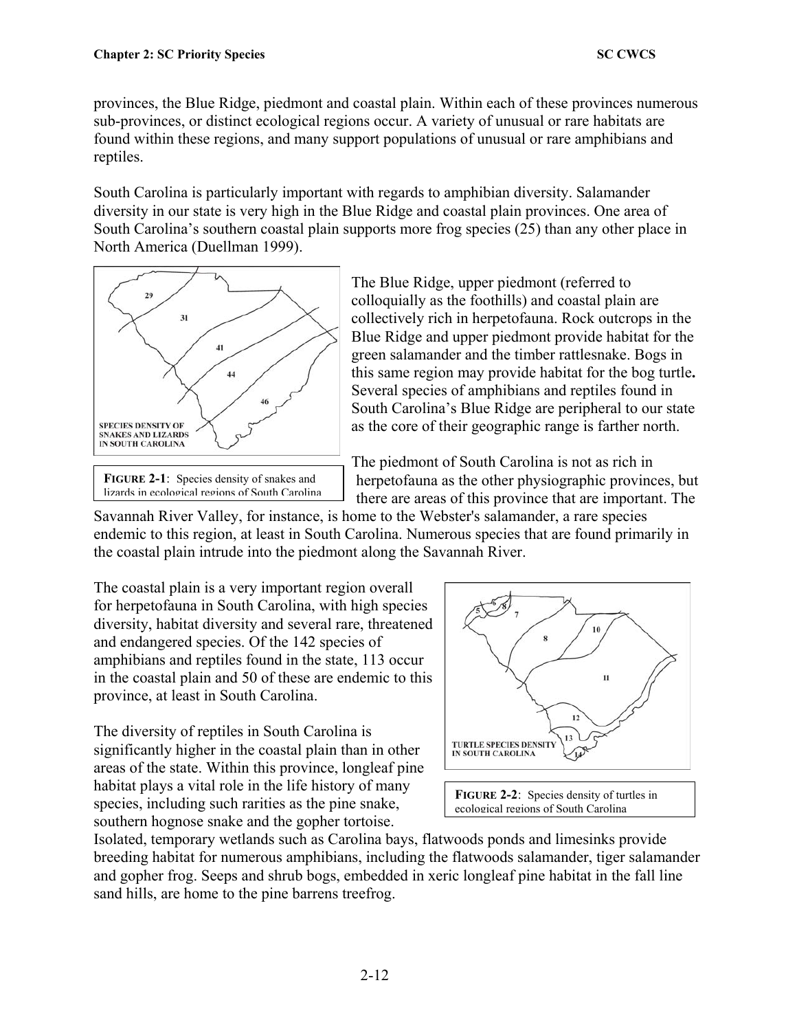provinces, the Blue Ridge, piedmont and coastal plain. Within each of these provinces numerous sub-provinces, or distinct ecological regions occur. A variety of unusual or rare habitats are found within these regions, and many support populations of unusual or rare amphibians and reptiles.

South Carolina is particularly important with regards to amphibian diversity. Salamander diversity in our state is very high in the Blue Ridge and coastal plain provinces. One area of South Carolina's southern coastal plain supports more frog species (25) than any other place in North America (Duellman 1999).

**FIGURE 2-1**: Species density of snakes and lizards in ecological regions of South Carolina

The Blue Ridge, upper piedmont (referred to colloquially as the foothills) and coastal plain are collectively rich in herpetofauna. Rock outcrops in the Blue Ridge and upper piedmont provide habitat for the green salamander and the timber rattlesnake. Bogs in this same region may provide habitat for the bog turtle**.** Several species of amphibians and reptiles found in South Carolina's Blue Ridge are peripheral to our state as the core of their geographic range is farther north.

The piedmont of South Carolina is not as rich in herpetofauna as the other physiographic provinces, but there are areas of this province that are important. The Savannah River Valley, for instance, is home to the Webster's salamander, a rare species endemic to this region, at least in South Carolina. Numerous species that are found primarily in the coastal plain intrude into the piedmont along the Savannah River.

The coastal plain is a very important region overall for herpetofauna in South Carolina, with high species diversity, habitat diversity and several rare, threatened and endangered species. Of the 142 species of amphibians and reptiles found in the state, 113 occur in the coastal plain and 50 of these are endemic to this province, at least in South Carolina.

**FIGURE 2-2**: Species density of turtles in ecological regions of South Carolina

The diversity of reptiles in South Carolina is significantly higher in the coastal plain than in other areas of the state. Within this province, longleaf pine habitat plays a vital role in the life history of many species, including such rarities as the pine snake, southern hognose snake and the gopher tortoise. Isolated, temporary wetlands such as Carolina bays, flatwoods ponds and limesinks provide breeding habitat for numerous amphibians, including the flatwoods salamander, tiger salamander and gopher frog. Seeps and shrub bogs, embedded in xeric longleaf pine habitat in the fall line sand hills, are home to the pine barrens treefrog.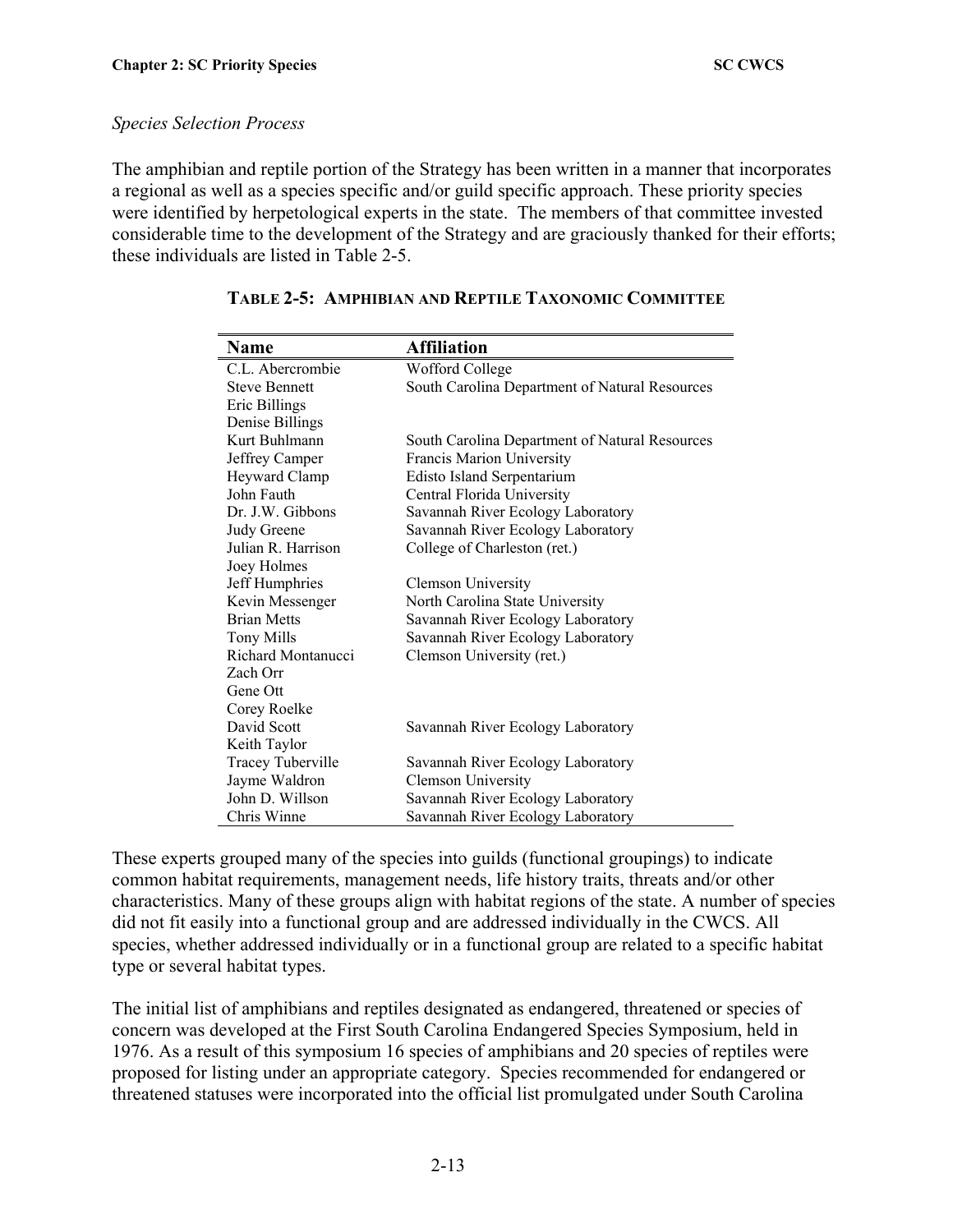*Species Selection Process*

The amphibian and reptile portion of the Strategy has been written in a manner that incorporates a regional as well as a species specific and/or guild specific approach. These priority species were identified by herpetological experts in the state. The members of that committee invested considerable time to the development of the Strategy and are graciously thanked for their efforts; these individuals are listed in Table 2-5.

**TABLE 2-5: AMPHIBIAN AND REPTILE TAXONOMIC COMMITTEE**

| Name | Affiliation |
|---|---|
| C.L. Abercrombie | Wofford College |
| Steve Bennett | South Carolina Department of Natural Resources |
| Eric Billings | |
| Denise Billings | |
| Kurt Buhlmann | South Carolina Department of Natural Resources |
| Jeffrey Camper | Francis Marion University |
| Heyward Clamp | Edisto Island Serpentarium |
| John Fauth | Central Florida University |
| Dr. J.W. Gibbons | Savannah River Ecology Laboratory |
| Judy Greene | Savannah River Ecology Laboratory |
| Julian R. Harrison | College of Charleston (ret.) |
| Joey Holmes | |
| Jeff Humphries | Clemson University |
| Kevin Messenger | North Carolina State University |
| Brian Metts | Savannah River Ecology Laboratory |
| Tony Mills | Savannah River Ecology Laboratory |
| Richard Montanucci | Clemson University (ret.) |
| Zach Orr | |
| Gene Ott | |
| Corey Roelke | |
| David Scott | Savannah River Ecology Laboratory |
| Keith Taylor | |
| Tracey Tuberville | Savannah River Ecology Laboratory |
| Jayme Waldron | Clemson University |
| John D. Willson | Savannah River Ecology Laboratory |
| Chris Winne | Savannah River Ecology Laboratory |

These experts grouped many of the species into guilds (functional groupings) to indicate common habitat requirements, management needs, life history traits, threats and/or other characteristics. Many of these groups align with habitat regions of the state. A number of species did not fit easily into a functional group and are addressed individually in the CWCS. All species, whether addressed individually or in a functional group are related to a specific habitat type or several habitat types.

The initial list of amphibians and reptiles designated as endangered, threatened or species of concern was developed at the First South Carolina Endangered Species Symposium, held in 1976. As a result of this symposium 16 species of amphibians and 20 species of reptiles were proposed for listing under an appropriate category. Species recommended for endangered or threatened statuses were incorporated into the official list promulgated under South Carolina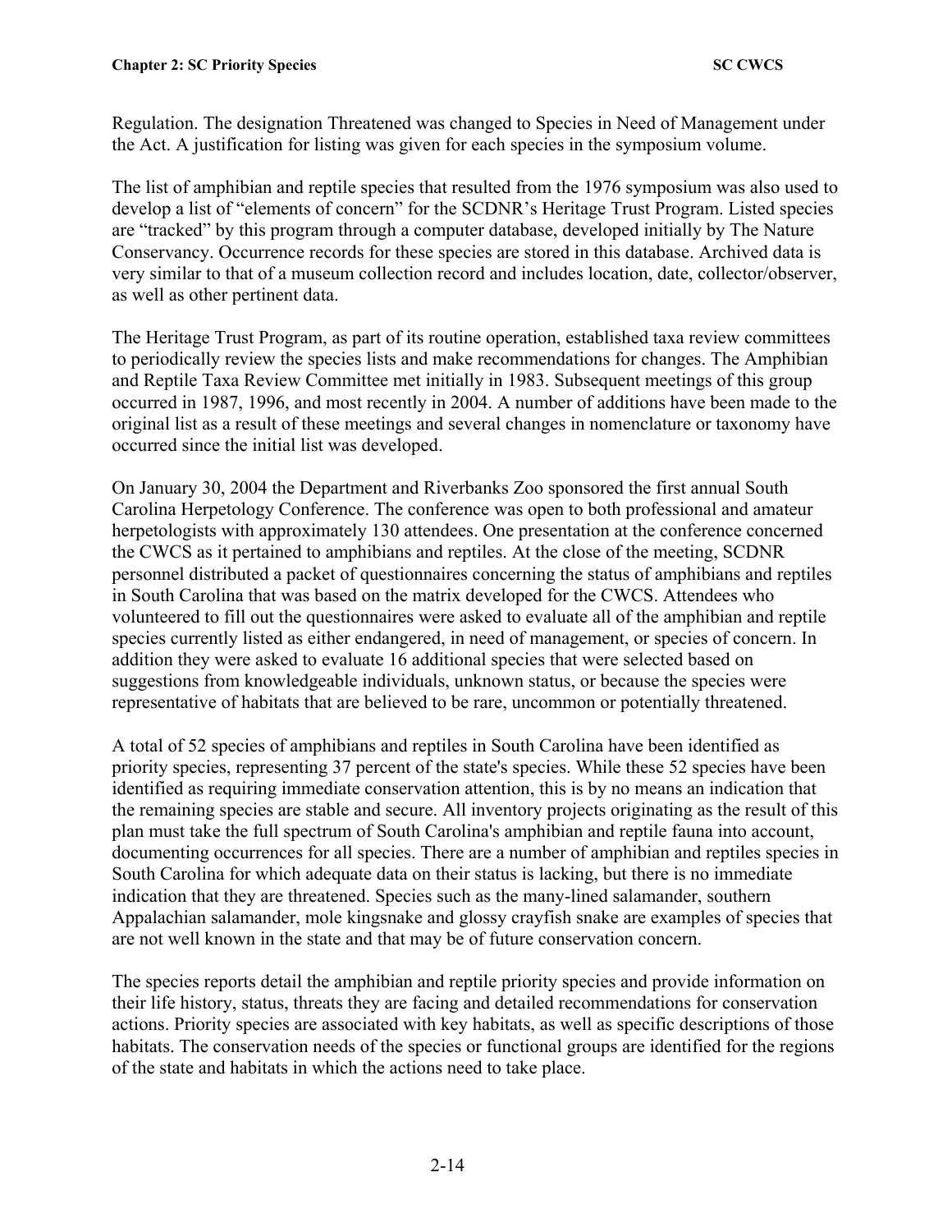Regulation. The designation Threatened was changed to Species in Need of Management under the Act. A justification for listing was given for each species in the symposium volume.

The list of amphibian and reptile species that resulted from the 1976 symposium was also used to develop a list of "elements of concern" for the SCDNR's Heritage Trust Program. Listed species are "tracked" by this program through a computer database, developed initially by The Nature Conservancy. Occurrence records for these species are stored in this database. Archived data is very similar to that of a museum collection record and includes location, date, collector/observer, as well as other pertinent data.

The Heritage Trust Program, as part of its routine operation, established taxa review committees to periodically review the species lists and make recommendations for changes. The Amphibian and Reptile Taxa Review Committee met initially in 1983. Subsequent meetings of this group occurred in 1987, 1996, and most recently in 2004. A number of additions have been made to the original list as a result of these meetings and several changes in nomenclature or taxonomy have occurred since the initial list was developed.

On January 30, 2004 the Department and Riverbanks Zoo sponsored the first annual South Carolina Herpetology Conference. The conference was open to both professional and amateur herpetologists with approximately 130 attendees. One presentation at the conference concerned the CWCS as it pertained to amphibians and reptiles. At the close of the meeting, SCDNR personnel distributed a packet of questionnaires concerning the status of amphibians and reptiles in South Carolina that was based on the matrix developed for the CWCS. Attendees who volunteered to fill out the questionnaires were asked to evaluate all of the amphibian and reptile species currently listed as either endangered, in need of management, or species of concern. In addition they were asked to evaluate 16 additional species that were selected based on suggestions from knowledgeable individuals, unknown status, or because the species were representative of habitats that are believed to be rare, uncommon or potentially threatened.

A total of 52 species of amphibians and reptiles in South Carolina have been identified as priority species, representing 37 percent of the state's species. While these 52 species have been identified as requiring immediate conservation attention, this is by no means an indication that the remaining species are stable and secure. All inventory projects originating as the result of this plan must take the full spectrum of South Carolina's amphibian and reptile fauna into account, documenting occurrences for all species. There are a number of amphibian and reptiles species in South Carolina for which adequate data on their status is lacking, but there is no immediate indication that they are threatened. Species such as the many-lined salamander, southern Appalachian salamander, mole kingsnake and glossy crayfish snake are examples of species that are not well known in the state and that may be of future conservation concern.

The species reports detail the amphibian and reptile priority species and provide information on their life history, status, threats they are facing and detailed recommendations for conservation actions. Priority species are associated with key habitats, as well as specific descriptions of those habitats. The conservation needs of the species or functional groups are identified for the regions of the state and habitats in which the actions need to take place.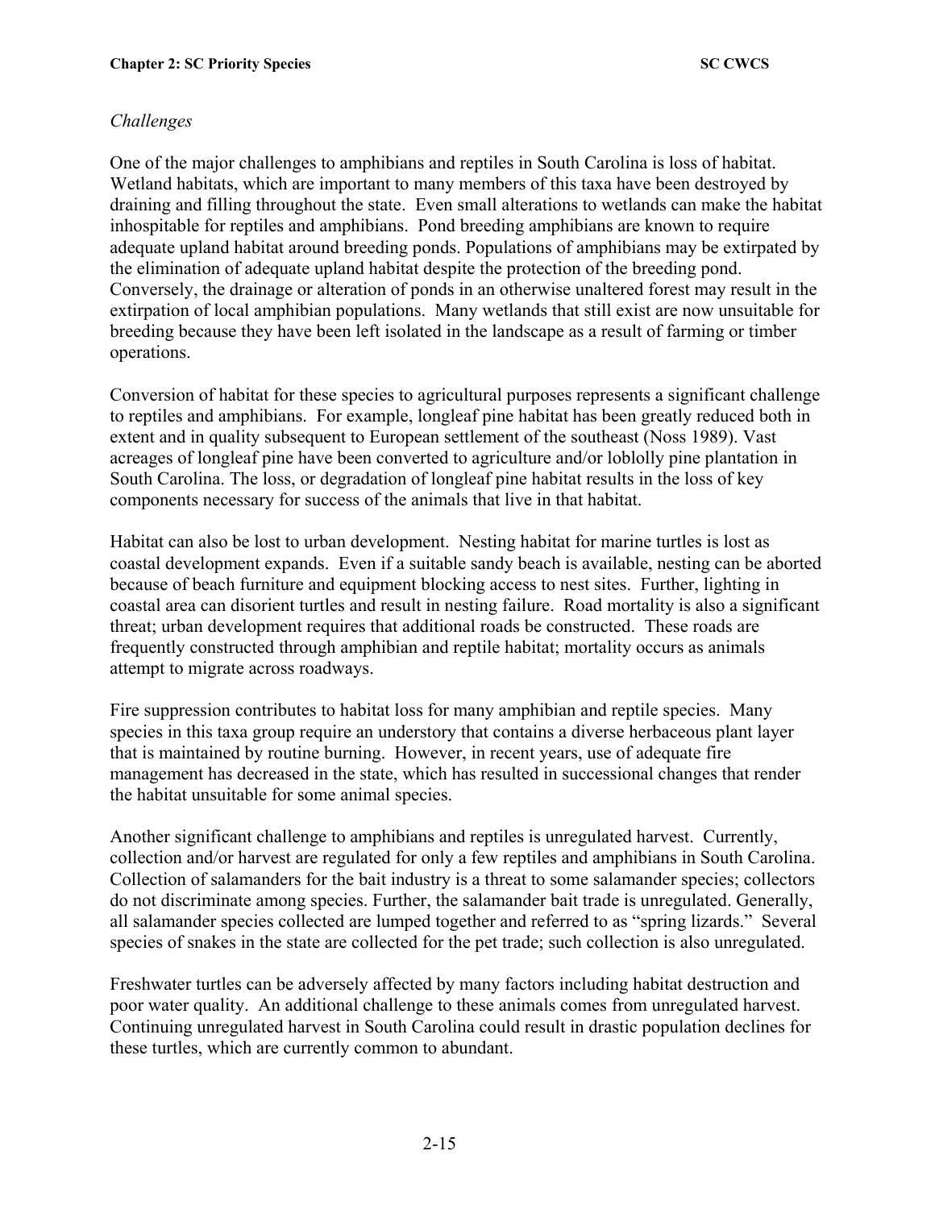*Challenges*

One of the major challenges to amphibians and reptiles in South Carolina is loss of habitat. Wetland habitats, which are important to many members of this taxa have been destroyed by draining and filling throughout the state. Even small alterations to wetlands can make the habitat inhospitable for reptiles and amphibians. Pond breeding amphibians are known to require adequate upland habitat around breeding ponds. Populations of amphibians may be extirpated by the elimination of adequate upland habitat despite the protection of the breeding pond. Conversely, the drainage or alteration of ponds in an otherwise unaltered forest may result in the extirpation of local amphibian populations. Many wetlands that still exist are now unsuitable for breeding because they have been left isolated in the landscape as a result of farming or timber operations.

Conversion of habitat for these species to agricultural purposes represents a significant challenge to reptiles and amphibians. For example, longleaf pine habitat has been greatly reduced both in extent and in quality subsequent to European settlement of the southeast (Noss 1989). Vast acreages of longleaf pine have been converted to agriculture and/or loblolly pine plantation in South Carolina. The loss, or degradation of longleaf pine habitat results in the loss of key components necessary for success of the animals that live in that habitat.

Habitat can also be lost to urban development. Nesting habitat for marine turtles is lost as coastal development expands. Even if a suitable sandy beach is available, nesting can be aborted because of beach furniture and equipment blocking access to nest sites. Further, lighting in coastal area can disorient turtles and result in nesting failure. Road mortality is also a significant threat; urban development requires that additional roads be constructed. These roads are frequently constructed through amphibian and reptile habitat; mortality occurs as animals attempt to migrate across roadways.

Fire suppression contributes to habitat loss for many amphibian and reptile species. Many species in this taxa group require an understory that contains a diverse herbaceous plant layer that is maintained by routine burning. However, in recent years, use of adequate fire management has decreased in the state, which has resulted in successional changes that render the habitat unsuitable for some animal species.

Another significant challenge to amphibians and reptiles is unregulated harvest. Currently, collection and/or harvest are regulated for only a few reptiles and amphibians in South Carolina. Collection of salamanders for the bait industry is a threat to some salamander species; collectors do not discriminate among species. Further, the salamander bait trade is unregulated. Generally, all salamander species collected are lumped together and referred to as "spring lizards." Several species of snakes in the state are collected for the pet trade; such collection is also unregulated.

Freshwater turtles can be adversely affected by many factors including habitat destruction and poor water quality. An additional challenge to these animals comes from unregulated harvest. Continuing unregulated harvest in South Carolina could result in drastic population declines for these turtles, which are currently common to abundant.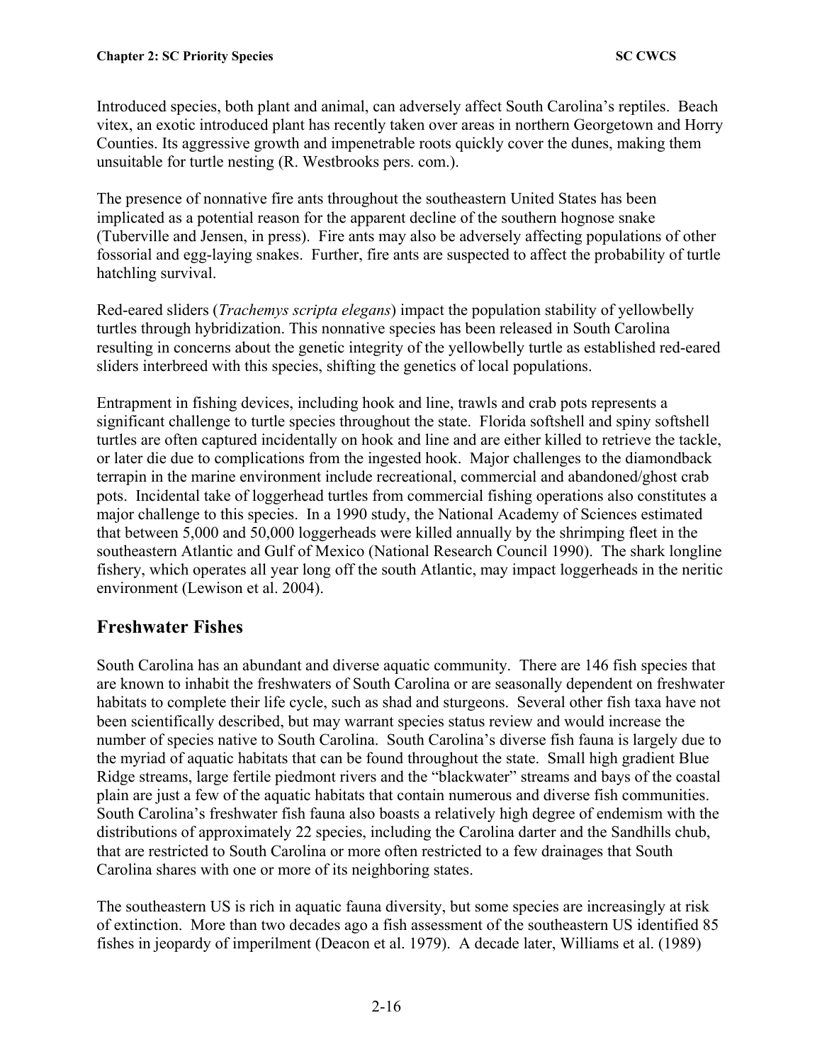Introduced species, both plant and animal, can adversely affect South Carolina's reptiles. Beach vitex, an exotic introduced plant has recently taken over areas in northern Georgetown and Horry Counties. Its aggressive growth and impenetrable roots quickly cover the dunes, making them unsuitable for turtle nesting (R. Westbrooks pers. com.).

The presence of nonnative fire ants throughout the southeastern United States has been implicated as a potential reason for the apparent decline of the southern hognose snake (Tuberville and Jensen, in press). Fire ants may also be adversely affecting populations of other fossorial and egg-laying snakes. Further, fire ants are suspected to affect the probability of turtle hatchling survival.

Red-eared sliders (*Trachemys scripta elegans*) impact the population stability of yellowbelly turtles through hybridization. This nonnative species has been released in South Carolina resulting in concerns about the genetic integrity of the yellowbelly turtle as established red-eared sliders interbreed with this species, shifting the genetics of local populations.

Entrapment in fishing devices, including hook and line, trawls and crab pots represents a significant challenge to turtle species throughout the state. Florida softshell and spiny softshell turtles are often captured incidentally on hook and line and are either killed to retrieve the tackle, or later die due to complications from the ingested hook. Major challenges to the diamondback terrapin in the marine environment include recreational, commercial and abandoned/ghost crab pots. Incidental take of loggerhead turtles from commercial fishing operations also constitutes a major challenge to this species. In a 1990 study, the National Academy of Sciences estimated that between 5,000 and 50,000 loggerheads were killed annually by the shrimping fleet in the southeastern Atlantic and Gulf of Mexico (National Research Council 1990). The shark longline fishery, which operates all year long off the south Atlantic, may impact loggerheads in the neritic environment (Lewison et al. 2004).

## Freshwater Fishes

South Carolina has an abundant and diverse aquatic community. There are 146 fish species that are known to inhabit the freshwaters of South Carolina or are seasonally dependent on freshwater habitats to complete their life cycle, such as shad and sturgeons. Several other fish taxa have not been scientifically described, but may warrant species status review and would increase the number of species native to South Carolina. South Carolina's diverse fish fauna is largely due to the myriad of aquatic habitats that can be found throughout the state. Small high gradient Blue Ridge streams, large fertile piedmont rivers and the "blackwater" streams and bays of the coastal plain are just a few of the aquatic habitats that contain numerous and diverse fish communities. South Carolina's freshwater fish fauna also boasts a relatively high degree of endemism with the distributions of approximately 22 species, including the Carolina darter and the Sandhills chub, that are restricted to South Carolina or more often restricted to a few drainages that South Carolina shares with one or more of its neighboring states.

The southeastern US is rich in aquatic fauna diversity, but some species are increasingly at risk of extinction. More than two decades ago a fish assessment of the southeastern US identified 85 fishes in jeopardy of imperilment (Deacon et al. 1979). A decade later, Williams et al. (1989)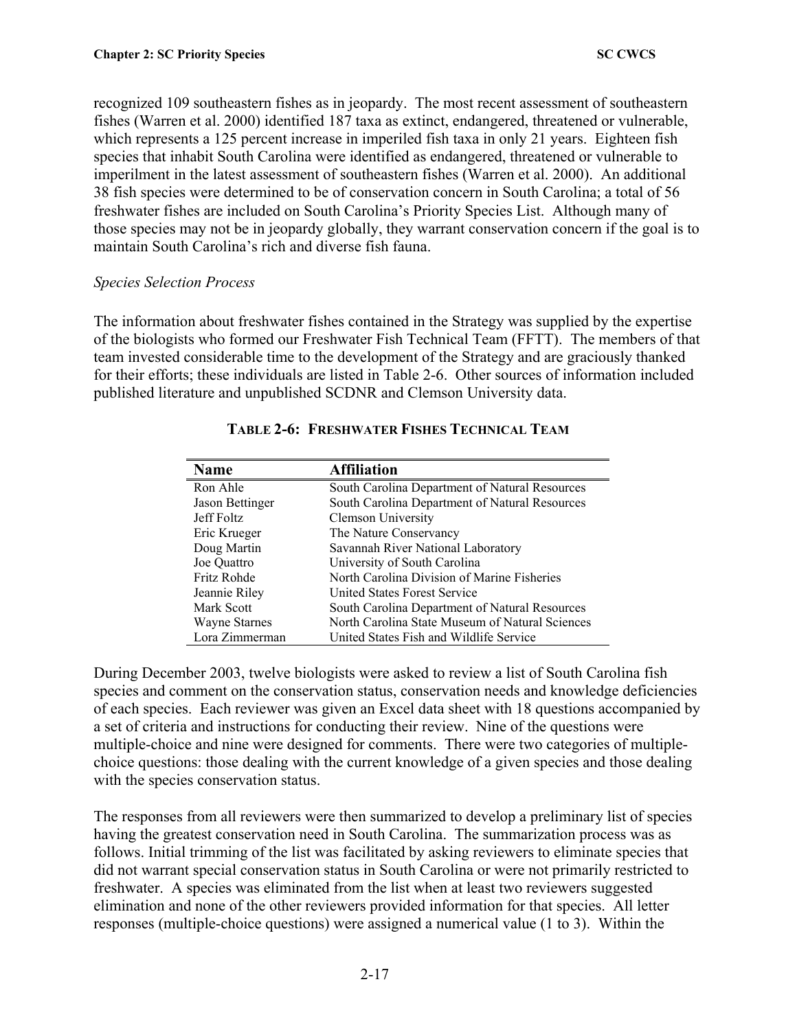recognized 109 southeastern fishes as in jeopardy. The most recent assessment of southeastern fishes (Warren et al. 2000) identified 187 taxa as extinct, endangered, threatened or vulnerable, which represents a 125 percent increase in imperiled fish taxa in only 21 years. Eighteen fish species that inhabit South Carolina were identified as endangered, threatened or vulnerable to imperilment in the latest assessment of southeastern fishes (Warren et al. 2000). An additional 38 fish species were determined to be of conservation concern in South Carolina; a total of 56 freshwater fishes are included on South Carolina's Priority Species List. Although many of those species may not be in jeopardy globally, they warrant conservation concern if the goal is to maintain South Carolina's rich and diverse fish fauna.

*Species Selection Process*

The information about freshwater fishes contained in the Strategy was supplied by the expertise of the biologists who formed our Freshwater Fish Technical Team (FFTT). The members of that team invested considerable time to the development of the Strategy and are graciously thanked for their efforts; these individuals are listed in Table 2-6. Other sources of information included published literature and unpublished SCDNR and Clemson University data.

**TABLE 2-6: FRESHWATER FISHES TECHNICAL TEAM**

| Name | Affiliation |
|---|---|
| Ron Ahle | South Carolina Department of Natural Resources |
| Jason Bettinger | South Carolina Department of Natural Resources |
| Jeff Foltz | Clemson University |
| Eric Krueger | The Nature Conservancy |
| Doug Martin | Savannah River National Laboratory |
| Joe Quattro | University of South Carolina |
| Fritz Rohde | North Carolina Division of Marine Fisheries |
| Jeannie Riley | United States Forest Service |
| Mark Scott | South Carolina Department of Natural Resources |
| Wayne Starnes | North Carolina State Museum of Natural Sciences |
| Lora Zimmerman | United States Fish and Wildlife Service |

During December 2003, twelve biologists were asked to review a list of South Carolina fish species and comment on the conservation status, conservation needs and knowledge deficiencies of each species. Each reviewer was given an Excel data sheet with 18 questions accompanied by a set of criteria and instructions for conducting their review. Nine of the questions were multiple-choice and nine were designed for comments. There were two categories of multiple-choice questions: those dealing with the current knowledge of a given species and those dealing with the species conservation status.

The responses from all reviewers were then summarized to develop a preliminary list of species having the greatest conservation need in South Carolina. The summarization process was as follows. Initial trimming of the list was facilitated by asking reviewers to eliminate species that did not warrant special conservation status in South Carolina or were not primarily restricted to freshwater. A species was eliminated from the list when at least two reviewers suggested elimination and none of the other reviewers provided information for that species. All letter responses (multiple-choice questions) were assigned a numerical value (1 to 3). Within the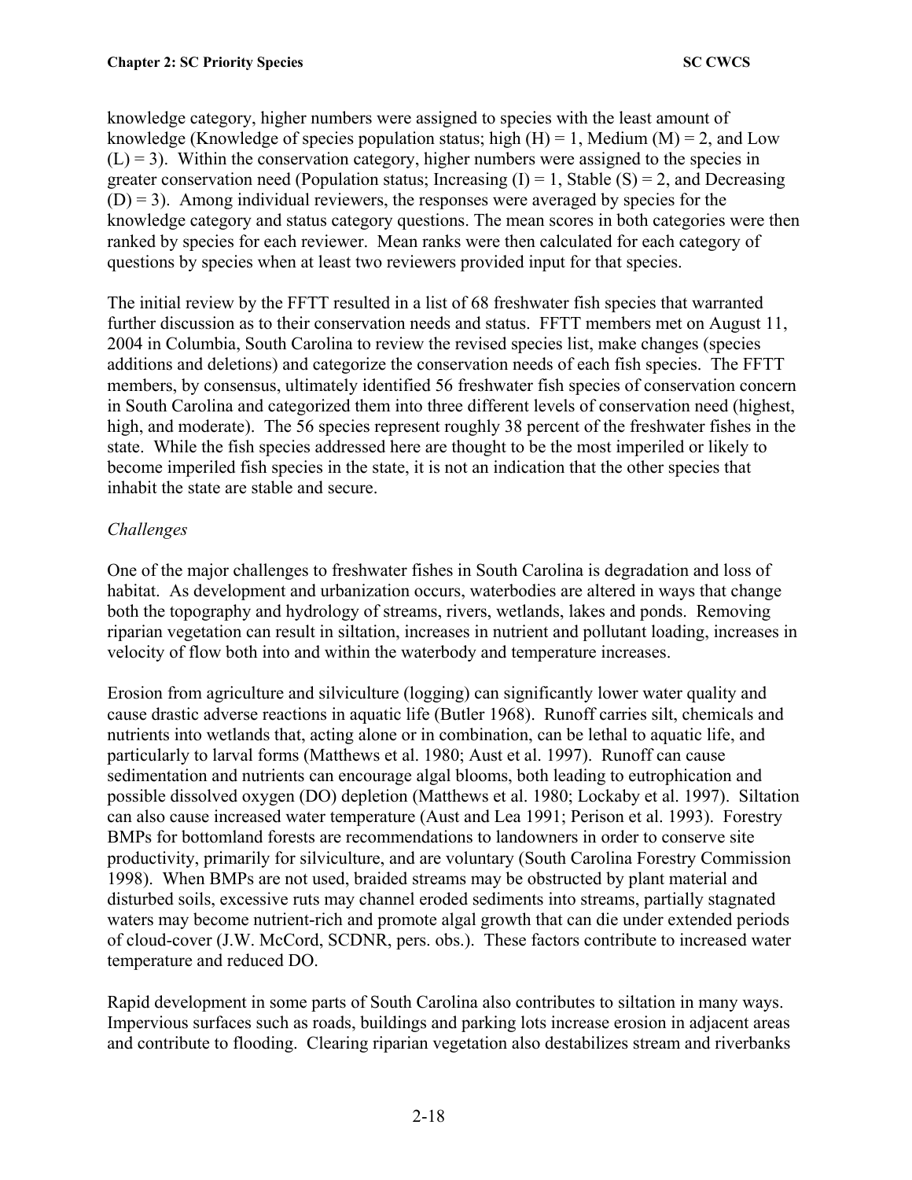knowledge category, higher numbers were assigned to species with the least amount of knowledge (Knowledge of species population status; high (H) = 1, Medium (M) = 2, and Low (L) = 3). Within the conservation category, higher numbers were assigned to the species in greater conservation need (Population status; Increasing (I) = 1, Stable (S) = 2, and Decreasing (D) = 3). Among individual reviewers, the responses were averaged by species for the knowledge category and status category questions. The mean scores in both categories were then ranked by species for each reviewer. Mean ranks were then calculated for each category of questions by species when at least two reviewers provided input for that species.

The initial review by the FFTT resulted in a list of 68 freshwater fish species that warranted further discussion as to their conservation needs and status. FFTT members met on August 11, 2004 in Columbia, South Carolina to review the revised species list, make changes (species additions and deletions) and categorize the conservation needs of each fish species. The FFTT members, by consensus, ultimately identified 56 freshwater fish species of conservation concern in South Carolina and categorized them into three different levels of conservation need (highest, high, and moderate). The 56 species represent roughly 38 percent of the freshwater fishes in the state. While the fish species addressed here are thought to be the most imperiled or likely to become imperiled fish species in the state, it is not an indication that the other species that inhabit the state are stable and secure.

*Challenges*

One of the major challenges to freshwater fishes in South Carolina is degradation and loss of habitat. As development and urbanization occurs, waterbodies are altered in ways that change both the topography and hydrology of streams, rivers, wetlands, lakes and ponds. Removing riparian vegetation can result in siltation, increases in nutrient and pollutant loading, increases in velocity of flow both into and within the waterbody and temperature increases.

Erosion from agriculture and silviculture (logging) can significantly lower water quality and cause drastic adverse reactions in aquatic life (Butler 1968). Runoff carries silt, chemicals and nutrients into wetlands that, acting alone or in combination, can be lethal to aquatic life, and particularly to larval forms (Matthews et al. 1980; Aust et al. 1997). Runoff can cause sedimentation and nutrients can encourage algal blooms, both leading to eutrophication and possible dissolved oxygen (DO) depletion (Matthews et al. 1980; Lockaby et al. 1997). Siltation can also cause increased water temperature (Aust and Lea 1991; Perison et al. 1993). Forestry BMPs for bottomland forests are recommendations to landowners in order to conserve site productivity, primarily for silviculture, and are voluntary (South Carolina Forestry Commission 1998). When BMPs are not used, braided streams may be obstructed by plant material and disturbed soils, excessive ruts may channel eroded sediments into streams, partially stagnated waters may become nutrient-rich and promote algal growth that can die under extended periods of cloud-cover (J.W. McCord, SCDNR, pers. obs.). These factors contribute to increased water temperature and reduced DO.

Rapid development in some parts of South Carolina also contributes to siltation in many ways. Impervious surfaces such as roads, buildings and parking lots increase erosion in adjacent areas and contribute to flooding. Clearing riparian vegetation also destabilizes stream and riverbanks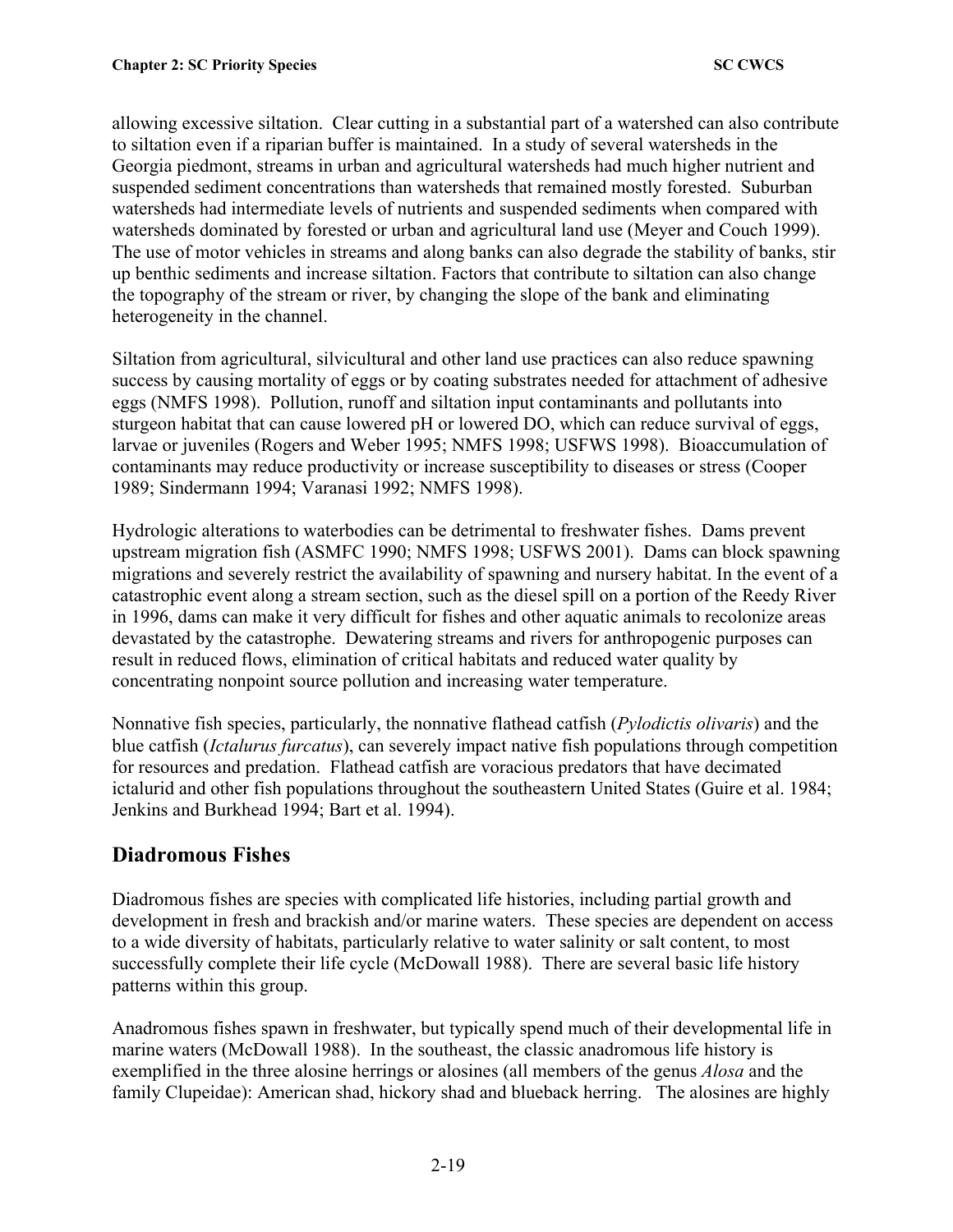allowing excessive siltation. Clear cutting in a substantial part of a watershed can also contribute to siltation even if a riparian buffer is maintained. In a study of several watersheds in the Georgia piedmont, streams in urban and agricultural watersheds had much higher nutrient and suspended sediment concentrations than watersheds that remained mostly forested. Suburban watersheds had intermediate levels of nutrients and suspended sediments when compared with watersheds dominated by forested or urban and agricultural land use (Meyer and Couch 1999). The use of motor vehicles in streams and along banks can also degrade the stability of banks, stir up benthic sediments and increase siltation. Factors that contribute to siltation can also change the topography of the stream or river, by changing the slope of the bank and eliminating heterogeneity in the channel.

Siltation from agricultural, silvicultural and other land use practices can also reduce spawning success by causing mortality of eggs or by coating substrates needed for attachment of adhesive eggs (NMFS 1998). Pollution, runoff and siltation input contaminants and pollutants into sturgeon habitat that can cause lowered pH or lowered DO, which can reduce survival of eggs, larvae or juveniles (Rogers and Weber 1995; NMFS 1998; USFWS 1998). Bioaccumulation of contaminants may reduce productivity or increase susceptibility to diseases or stress (Cooper 1989; Sindermann 1994; Varanasi 1992; NMFS 1998).

Hydrologic alterations to waterbodies can be detrimental to freshwater fishes. Dams prevent upstream migration fish (ASMFC 1990; NMFS 1998; USFWS 2001). Dams can block spawning migrations and severely restrict the availability of spawning and nursery habitat. In the event of a catastrophic event along a stream section, such as the diesel spill on a portion of the Reedy River in 1996, dams can make it very difficult for fishes and other aquatic animals to recolonize areas devastated by the catastrophe. Dewatering streams and rivers for anthropogenic purposes can result in reduced flows, elimination of critical habitats and reduced water quality by concentrating nonpoint source pollution and increasing water temperature.

Nonnative fish species, particularly, the nonnative flathead catfish (*Pylodictis olivaris*) and the blue catfish (*Ictalurus furcatus*), can severely impact native fish populations through competition for resources and predation. Flathead catfish are voracious predators that have decimated ictalurid and other fish populations throughout the southeastern United States (Guire et al. 1984; Jenkins and Burkhead 1994; Bart et al. 1994).

## Diadromous Fishes

Diadromous fishes are species with complicated life histories, including partial growth and development in fresh and brackish and/or marine waters. These species are dependent on access to a wide diversity of habitats, particularly relative to water salinity or salt content, to most successfully complete their life cycle (McDowall 1988). There are several basic life history patterns within this group.

Anadromous fishes spawn in freshwater, but typically spend much of their developmental life in marine waters (McDowall 1988). In the southeast, the classic anadromous life history is exemplified in the three alosine herrings or alosines (all members of the genus *Alosa* and the family Clupeidae): American shad, hickory shad and blueback herring. The alosines are highly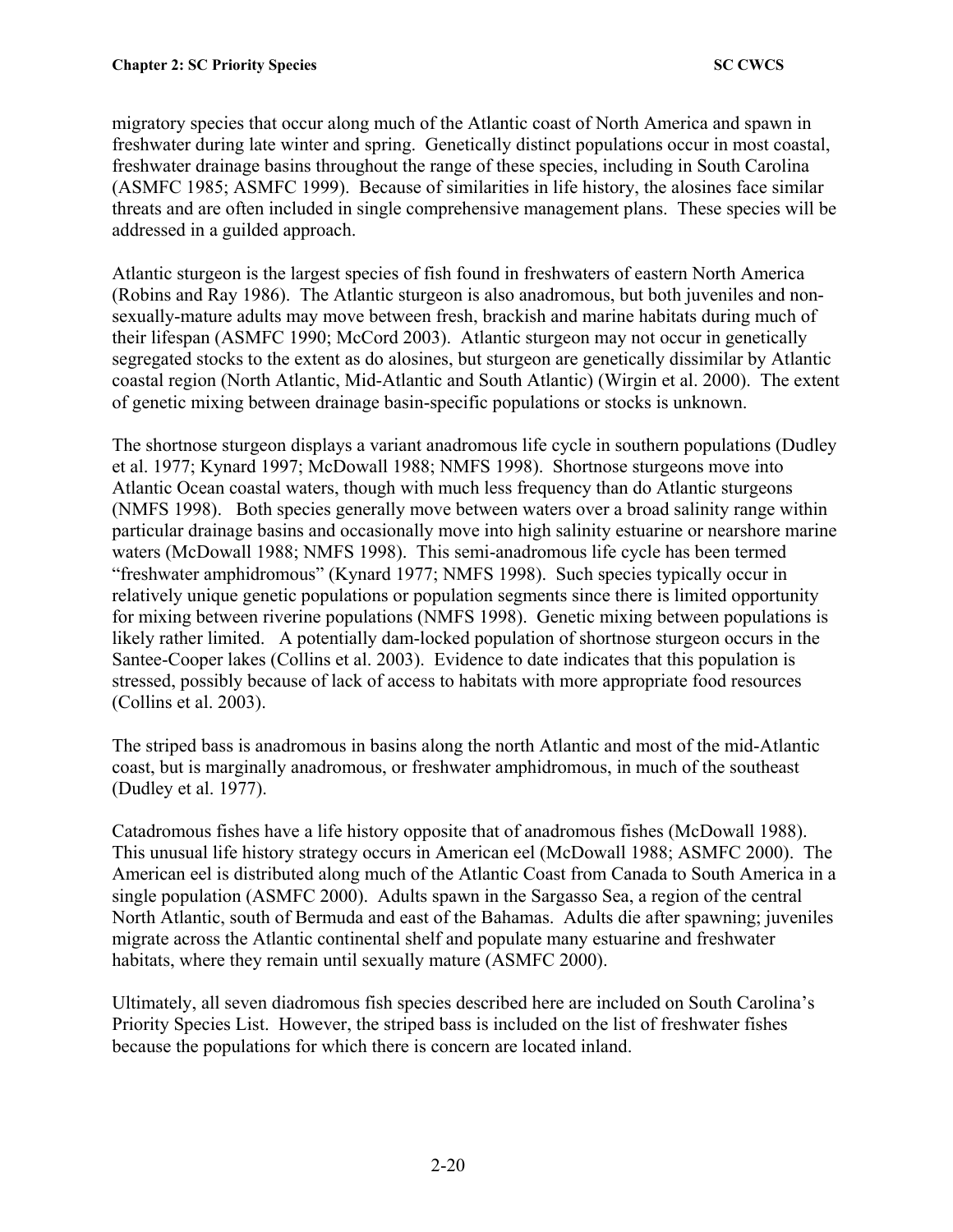migratory species that occur along much of the Atlantic coast of North America and spawn in freshwater during late winter and spring. Genetically distinct populations occur in most coastal, freshwater drainage basins throughout the range of these species, including in South Carolina (ASMFC 1985; ASMFC 1999). Because of similarities in life history, the alosines face similar threats and are often included in single comprehensive management plans. These species will be addressed in a guilded approach.

Atlantic sturgeon is the largest species of fish found in freshwaters of eastern North America (Robins and Ray 1986). The Atlantic sturgeon is also anadromous, but both juveniles and non-sexually-mature adults may move between fresh, brackish and marine habitats during much of their lifespan (ASMFC 1990; McCord 2003). Atlantic sturgeon may not occur in genetically segregated stocks to the extent as do alosines, but sturgeon are genetically dissimilar by Atlantic coastal region (North Atlantic, Mid-Atlantic and South Atlantic) (Wirgin et al. 2000). The extent of genetic mixing between drainage basin-specific populations or stocks is unknown.

The shortnose sturgeon displays a variant anadromous life cycle in southern populations (Dudley et al. 1977; Kynard 1997; McDowall 1988; NMFS 1998). Shortnose sturgeons move into Atlantic Ocean coastal waters, though with much less frequency than do Atlantic sturgeons (NMFS 1998). Both species generally move between waters over a broad salinity range within particular drainage basins and occasionally move into high salinity estuarine or nearshore marine waters (McDowall 1988; NMFS 1998). This semi-anadromous life cycle has been termed "freshwater amphidromous" (Kynard 1977; NMFS 1998). Such species typically occur in relatively unique genetic populations or population segments since there is limited opportunity for mixing between riverine populations (NMFS 1998). Genetic mixing between populations is likely rather limited. A potentially dam-locked population of shortnose sturgeon occurs in the Santee-Cooper lakes (Collins et al. 2003). Evidence to date indicates that this population is stressed, possibly because of lack of access to habitats with more appropriate food resources (Collins et al. 2003).

The striped bass is anadromous in basins along the north Atlantic and most of the mid-Atlantic coast, but is marginally anadromous, or freshwater amphidromous, in much of the southeast (Dudley et al. 1977).

Catadromous fishes have a life history opposite that of anadromous fishes (McDowall 1988). This unusual life history strategy occurs in American eel (McDowall 1988; ASMFC 2000). The American eel is distributed along much of the Atlantic Coast from Canada to South America in a single population (ASMFC 2000). Adults spawn in the Sargasso Sea, a region of the central North Atlantic, south of Bermuda and east of the Bahamas. Adults die after spawning; juveniles migrate across the Atlantic continental shelf and populate many estuarine and freshwater habitats, where they remain until sexually mature (ASMFC 2000).

Ultimately, all seven diadromous fish species described here are included on South Carolina's Priority Species List. However, the striped bass is included on the list of freshwater fishes because the populations for which there is concern are located inland.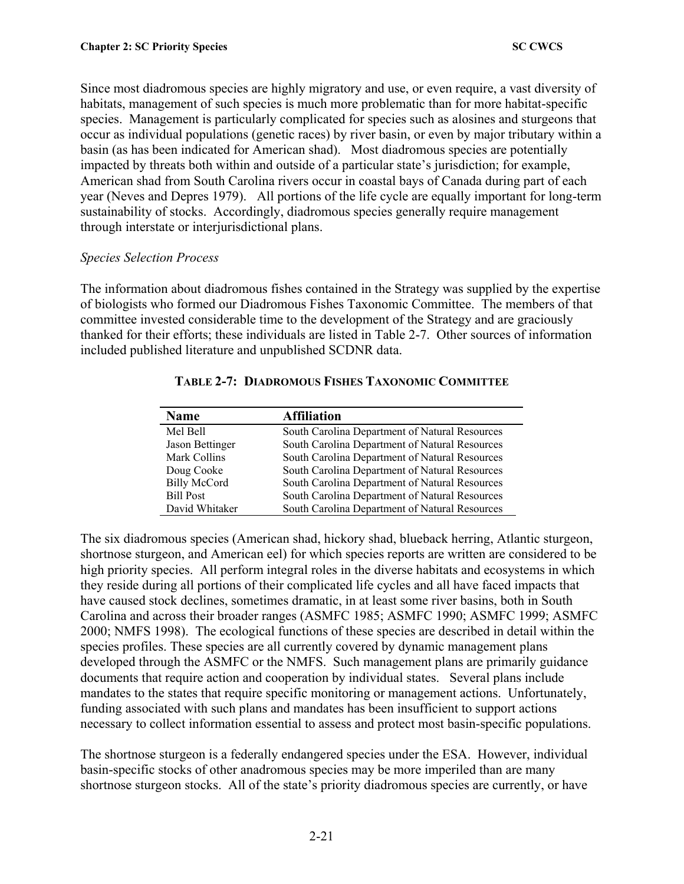Since most diadromous species are highly migratory and use, or even require, a vast diversity of habitats, management of such species is much more problematic than for more habitat-specific species. Management is particularly complicated for species such as alosines and sturgeons that occur as individual populations (genetic races) by river basin, or even by major tributary within a basin (as has been indicated for American shad). Most diadromous species are potentially impacted by threats both within and outside of a particular state's jurisdiction; for example, American shad from South Carolina rivers occur in coastal bays of Canada during part of each year (Neves and Depres 1979). All portions of the life cycle are equally important for long-term sustainability of stocks. Accordingly, diadromous species generally require management through interstate or interjurisdictional plans.

*Species Selection Process*

The information about diadromous fishes contained in the Strategy was supplied by the expertise of biologists who formed our Diadromous Fishes Taxonomic Committee. The members of that committee invested considerable time to the development of the Strategy and are graciously thanked for their efforts; these individuals are listed in Table 2-7. Other sources of information included published literature and unpublished SCDNR data.

**TABLE 2-7: DIADROMOUS FISHES TAXONOMIC COMMITTEE**

| Name | Affiliation |
|---|---|
| Mel Bell | South Carolina Department of Natural Resources |
| Jason Bettinger | South Carolina Department of Natural Resources |
| Mark Collins | South Carolina Department of Natural Resources |
| Doug Cooke | South Carolina Department of Natural Resources |
| Billy McCord | South Carolina Department of Natural Resources |
| Bill Post | South Carolina Department of Natural Resources |
| David Whitaker | South Carolina Department of Natural Resources |

The six diadromous species (American shad, hickory shad, blueback herring, Atlantic sturgeon, shortnose sturgeon, and American eel) for which species reports are written are considered to be high priority species. All perform integral roles in the diverse habitats and ecosystems in which they reside during all portions of their complicated life cycles and all have faced impacts that have caused stock declines, sometimes dramatic, in at least some river basins, both in South Carolina and across their broader ranges (ASMFC 1985; ASMFC 1990; ASMFC 1999; ASMFC 2000; NMFS 1998). The ecological functions of these species are described in detail within the species profiles. These species are all currently covered by dynamic management plans developed through the ASMFC or the NMFS. Such management plans are primarily guidance documents that require action and cooperation by individual states. Several plans include mandates to the states that require specific monitoring or management actions. Unfortunately, funding associated with such plans and mandates has been insufficient to support actions necessary to collect information essential to assess and protect most basin-specific populations.

The shortnose sturgeon is a federally endangered species under the ESA. However, individual basin-specific stocks of other anadromous species may be more imperiled than are many shortnose sturgeon stocks. All of the state's priority diadromous species are currently, or have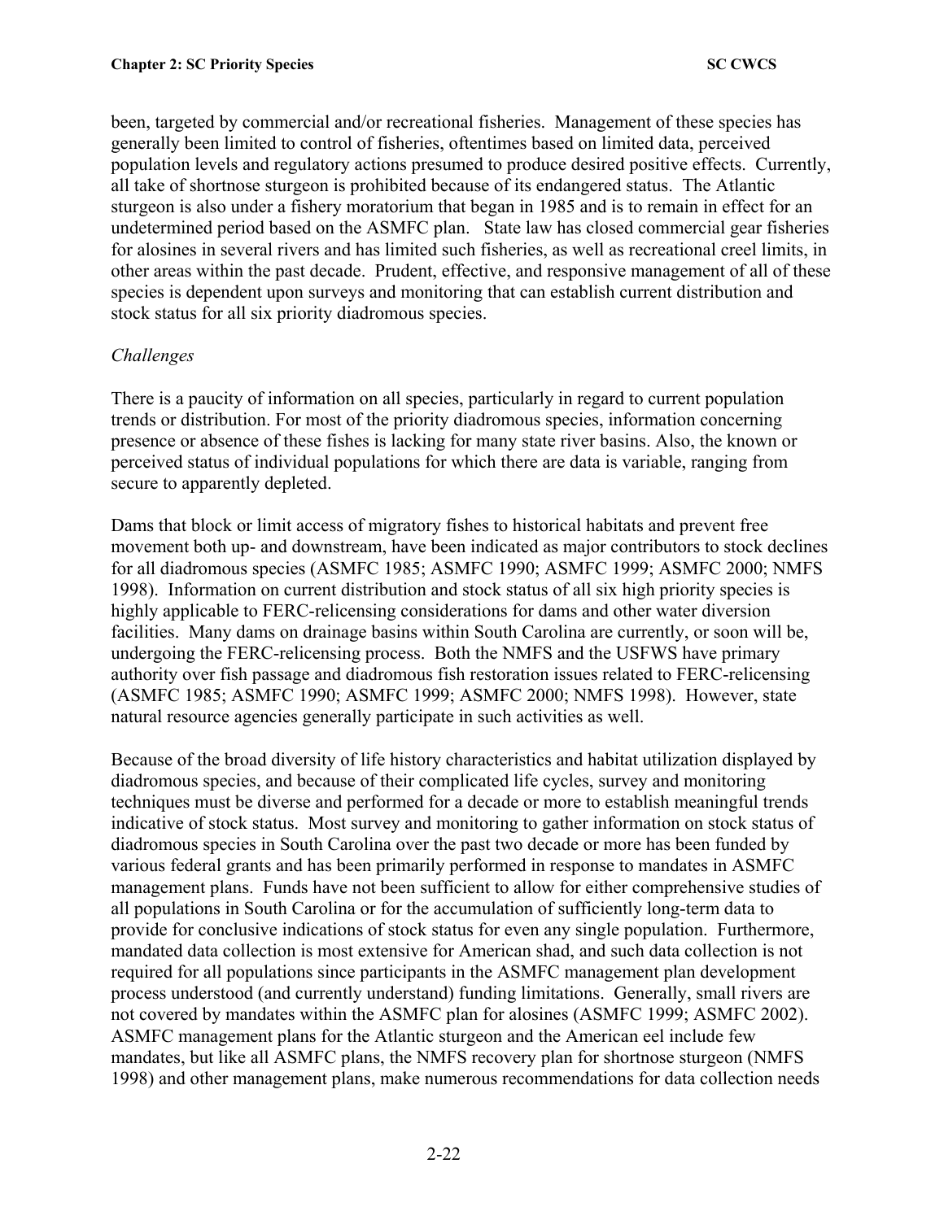been, targeted by commercial and/or recreational fisheries. Management of these species has generally been limited to control of fisheries, oftentimes based on limited data, perceived population levels and regulatory actions presumed to produce desired positive effects. Currently, all take of shortnose sturgeon is prohibited because of its endangered status. The Atlantic sturgeon is also under a fishery moratorium that began in 1985 and is to remain in effect for an undetermined period based on the ASMFC plan. State law has closed commercial gear fisheries for alosines in several rivers and has limited such fisheries, as well as recreational creel limits, in other areas within the past decade. Prudent, effective, and responsive management of all of these species is dependent upon surveys and monitoring that can establish current distribution and stock status for all six priority diadromous species.

*Challenges*

There is a paucity of information on all species, particularly in regard to current population trends or distribution. For most of the priority diadromous species, information concerning presence or absence of these fishes is lacking for many state river basins. Also, the known or perceived status of individual populations for which there are data is variable, ranging from secure to apparently depleted.

Dams that block or limit access of migratory fishes to historical habitats and prevent free movement both up- and downstream, have been indicated as major contributors to stock declines for all diadromous species (ASMFC 1985; ASMFC 1990; ASMFC 1999; ASMFC 2000; NMFS 1998). Information on current distribution and stock status of all six high priority species is highly applicable to FERC-relicensing considerations for dams and other water diversion facilities. Many dams on drainage basins within South Carolina are currently, or soon will be, undergoing the FERC-relicensing process. Both the NMFS and the USFWS have primary authority over fish passage and diadromous fish restoration issues related to FERC-relicensing (ASMFC 1985; ASMFC 1990; ASMFC 1999; ASMFC 2000; NMFS 1998). However, state natural resource agencies generally participate in such activities as well.

Because of the broad diversity of life history characteristics and habitat utilization displayed by diadromous species, and because of their complicated life cycles, survey and monitoring techniques must be diverse and performed for a decade or more to establish meaningful trends indicative of stock status. Most survey and monitoring to gather information on stock status of diadromous species in South Carolina over the past two decade or more has been funded by various federal grants and has been primarily performed in response to mandates in ASMFC management plans. Funds have not been sufficient to allow for either comprehensive studies of all populations in South Carolina or for the accumulation of sufficiently long-term data to provide for conclusive indications of stock status for even any single population. Furthermore, mandated data collection is most extensive for American shad, and such data collection is not required for all populations since participants in the ASMFC management plan development process understood (and currently understand) funding limitations. Generally, small rivers are not covered by mandates within the ASMFC plan for alosines (ASMFC 1999; ASMFC 2002). ASMFC management plans for the Atlantic sturgeon and the American eel include few mandates, but like all ASMFC plans, the NMFS recovery plan for shortnose sturgeon (NMFS 1998) and other management plans, make numerous recommendations for data collection needs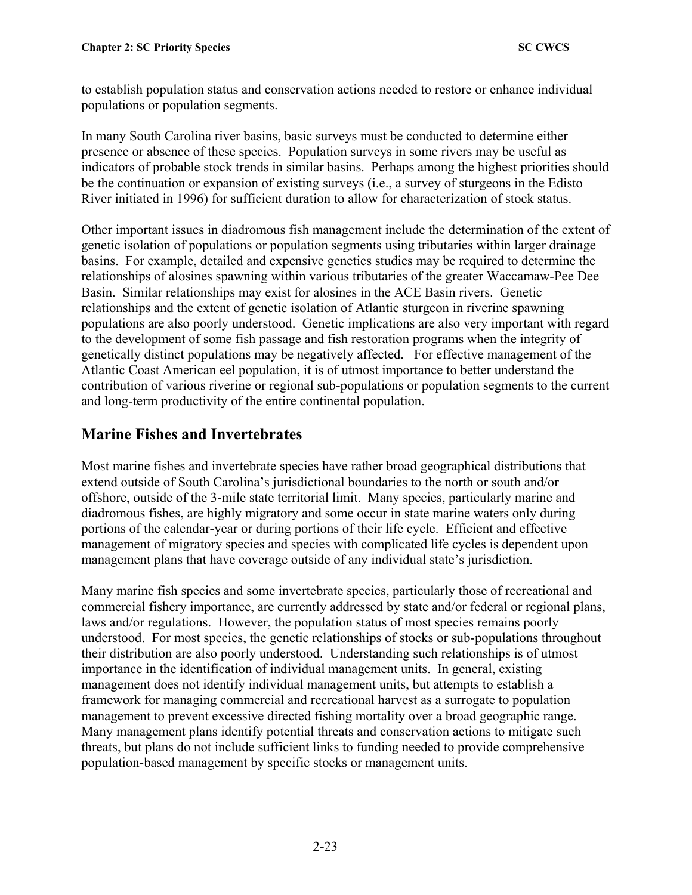to establish population status and conservation actions needed to restore or enhance individual populations or population segments.

In many South Carolina river basins, basic surveys must be conducted to determine either presence or absence of these species. Population surveys in some rivers may be useful as indicators of probable stock trends in similar basins. Perhaps among the highest priorities should be the continuation or expansion of existing surveys (i.e., a survey of sturgeons in the Edisto River initiated in 1996) for sufficient duration to allow for characterization of stock status.

Other important issues in diadromous fish management include the determination of the extent of genetic isolation of populations or population segments using tributaries within larger drainage basins. For example, detailed and expensive genetics studies may be required to determine the relationships of alosines spawning within various tributaries of the greater Waccamaw-Pee Dee Basin. Similar relationships may exist for alosines in the ACE Basin rivers. Genetic relationships and the extent of genetic isolation of Atlantic sturgeon in riverine spawning populations are also poorly understood. Genetic implications are also very important with regard to the development of some fish passage and fish restoration programs when the integrity of genetically distinct populations may be negatively affected. For effective management of the Atlantic Coast American eel population, it is of utmost importance to better understand the contribution of various riverine or regional sub-populations or population segments to the current and long-term productivity of the entire continental population.

## Marine Fishes and Invertebrates

Most marine fishes and invertebrate species have rather broad geographical distributions that extend outside of South Carolina's jurisdictional boundaries to the north or south and/or offshore, outside of the 3-mile state territorial limit. Many species, particularly marine and diadromous fishes, are highly migratory and some occur in state marine waters only during portions of the calendar-year or during portions of their life cycle. Efficient and effective management of migratory species and species with complicated life cycles is dependent upon management plans that have coverage outside of any individual state's jurisdiction.

Many marine fish species and some invertebrate species, particularly those of recreational and commercial fishery importance, are currently addressed by state and/or federal or regional plans, laws and/or regulations. However, the population status of most species remains poorly understood. For most species, the genetic relationships of stocks or sub-populations throughout their distribution are also poorly understood. Understanding such relationships is of utmost importance in the identification of individual management units. In general, existing management does not identify individual management units, but attempts to establish a framework for managing commercial and recreational harvest as a surrogate to population management to prevent excessive directed fishing mortality over a broad geographic range. Many management plans identify potential threats and conservation actions to mitigate such threats, but plans do not include sufficient links to funding needed to provide comprehensive population-based management by specific stocks or management units.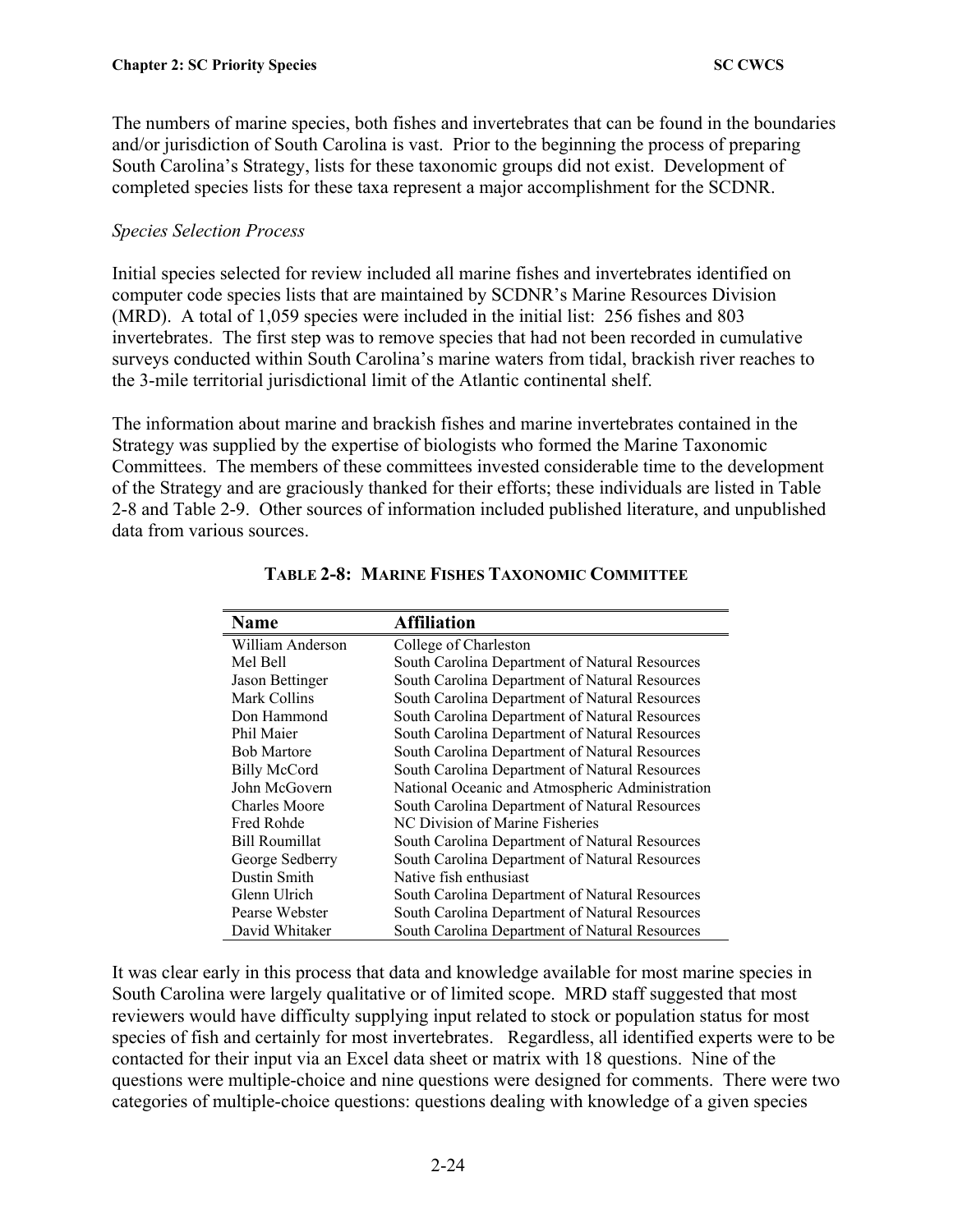The numbers of marine species, both fishes and invertebrates that can be found in the boundaries and/or jurisdiction of South Carolina is vast. Prior to the beginning the process of preparing South Carolina's Strategy, lists for these taxonomic groups did not exist. Development of completed species lists for these taxa represent a major accomplishment for the SCDNR.

*Species Selection Process*

Initial species selected for review included all marine fishes and invertebrates identified on computer code species lists that are maintained by SCDNR's Marine Resources Division (MRD). A total of 1,059 species were included in the initial list: 256 fishes and 803 invertebrates. The first step was to remove species that had not been recorded in cumulative surveys conducted within South Carolina's marine waters from tidal, brackish river reaches to the 3-mile territorial jurisdictional limit of the Atlantic continental shelf.

The information about marine and brackish fishes and marine invertebrates contained in the Strategy was supplied by the expertise of biologists who formed the Marine Taxonomic Committees. The members of these committees invested considerable time to the development of the Strategy and are graciously thanked for their efforts; these individuals are listed in Table 2-8 and Table 2-9. Other sources of information included published literature, and unpublished data from various sources.

**TABLE 2-8: MARINE FISHES TAXONOMIC COMMITTEE**

| Name | Affiliation |
|---|---|
| William Anderson | College of Charleston |
| Mel Bell | South Carolina Department of Natural Resources |
| Jason Bettinger | South Carolina Department of Natural Resources |
| Mark Collins | South Carolina Department of Natural Resources |
| Don Hammond | South Carolina Department of Natural Resources |
| Phil Maier | South Carolina Department of Natural Resources |
| Bob Martore | South Carolina Department of Natural Resources |
| Billy McCord | South Carolina Department of Natural Resources |
| John McGovern | National Oceanic and Atmospheric Administration |
| Charles Moore | South Carolina Department of Natural Resources |
| Fred Rohde | NC Division of Marine Fisheries |
| Bill Roumillat | South Carolina Department of Natural Resources |
| George Sedberry | South Carolina Department of Natural Resources |
| Dustin Smith | Native fish enthusiast |
| Glenn Ulrich | South Carolina Department of Natural Resources |
| Pearse Webster | South Carolina Department of Natural Resources |
| David Whitaker | South Carolina Department of Natural Resources |

It was clear early in this process that data and knowledge available for most marine species in South Carolina were largely qualitative or of limited scope. MRD staff suggested that most reviewers would have difficulty supplying input related to stock or population status for most species of fish and certainly for most invertebrates. Regardless, all identified experts were to be contacted for their input via an Excel data sheet or matrix with 18 questions. Nine of the questions were multiple-choice and nine questions were designed for comments. There were two categories of multiple-choice questions: questions dealing with knowledge of a given species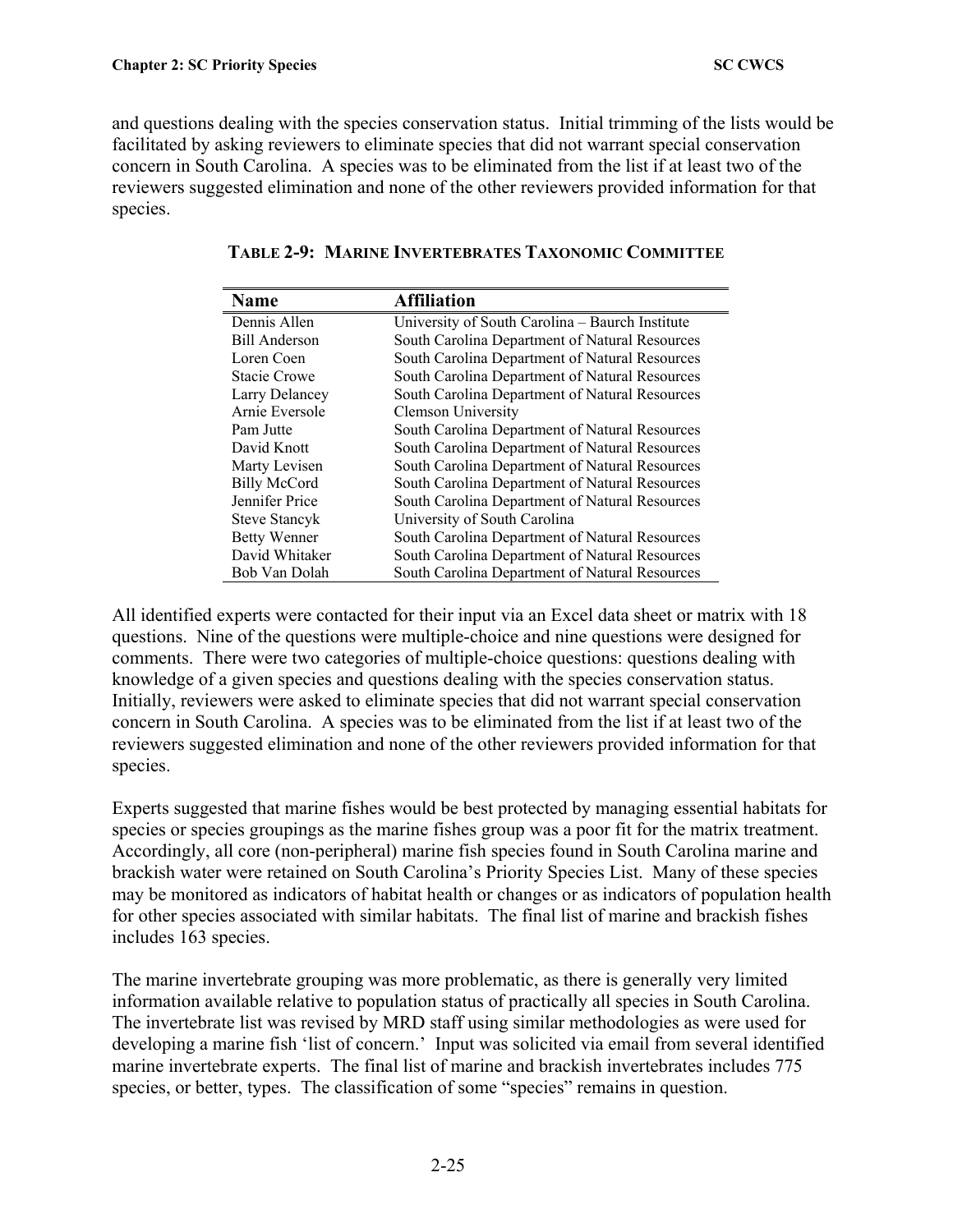and questions dealing with the species conservation status. Initial trimming of the lists would be facilitated by asking reviewers to eliminate species that did not warrant special conservation concern in South Carolina. A species was to be eliminated from the list if at least two of the reviewers suggested elimination and none of the other reviewers provided information for that species.

**TABLE 2-9: MARINE INVERTEBRATES TAXONOMIC COMMITTEE**

| Name | Affiliation |
|---|---|
| Dennis Allen | University of South Carolina – Baurch Institute |
| Bill Anderson | South Carolina Department of Natural Resources |
| Loren Coen | South Carolina Department of Natural Resources |
| Stacie Crowe | South Carolina Department of Natural Resources |
| Larry Delancey | South Carolina Department of Natural Resources |
| Arnie Eversole | Clemson University |
| Pam Jutte | South Carolina Department of Natural Resources |
| David Knott | South Carolina Department of Natural Resources |
| Marty Levisen | South Carolina Department of Natural Resources |
| Billy McCord | South Carolina Department of Natural Resources |
| Jennifer Price | South Carolina Department of Natural Resources |
| Steve Stancyk | University of South Carolina |
| Betty Wenner | South Carolina Department of Natural Resources |
| David Whitaker | South Carolina Department of Natural Resources |
| Bob Van Dolah | South Carolina Department of Natural Resources |

All identified experts were contacted for their input via an Excel data sheet or matrix with 18 questions. Nine of the questions were multiple-choice and nine questions were designed for comments. There were two categories of multiple-choice questions: questions dealing with knowledge of a given species and questions dealing with the species conservation status. Initially, reviewers were asked to eliminate species that did not warrant special conservation concern in South Carolina. A species was to be eliminated from the list if at least two of the reviewers suggested elimination and none of the other reviewers provided information for that species.

Experts suggested that marine fishes would be best protected by managing essential habitats for species or species groupings as the marine fishes group was a poor fit for the matrix treatment. Accordingly, all core (non-peripheral) marine fish species found in South Carolina marine and brackish water were retained on South Carolina's Priority Species List. Many of these species may be monitored as indicators of habitat health or changes or as indicators of population health for other species associated with similar habitats. The final list of marine and brackish fishes includes 163 species.

The marine invertebrate grouping was more problematic, as there is generally very limited information available relative to population status of practically all species in South Carolina. The invertebrate list was revised by MRD staff using similar methodologies as were used for developing a marine fish 'list of concern.' Input was solicited via email from several identified marine invertebrate experts. The final list of marine and brackish invertebrates includes 775 species, or better, types. The classification of some "species" remains in question.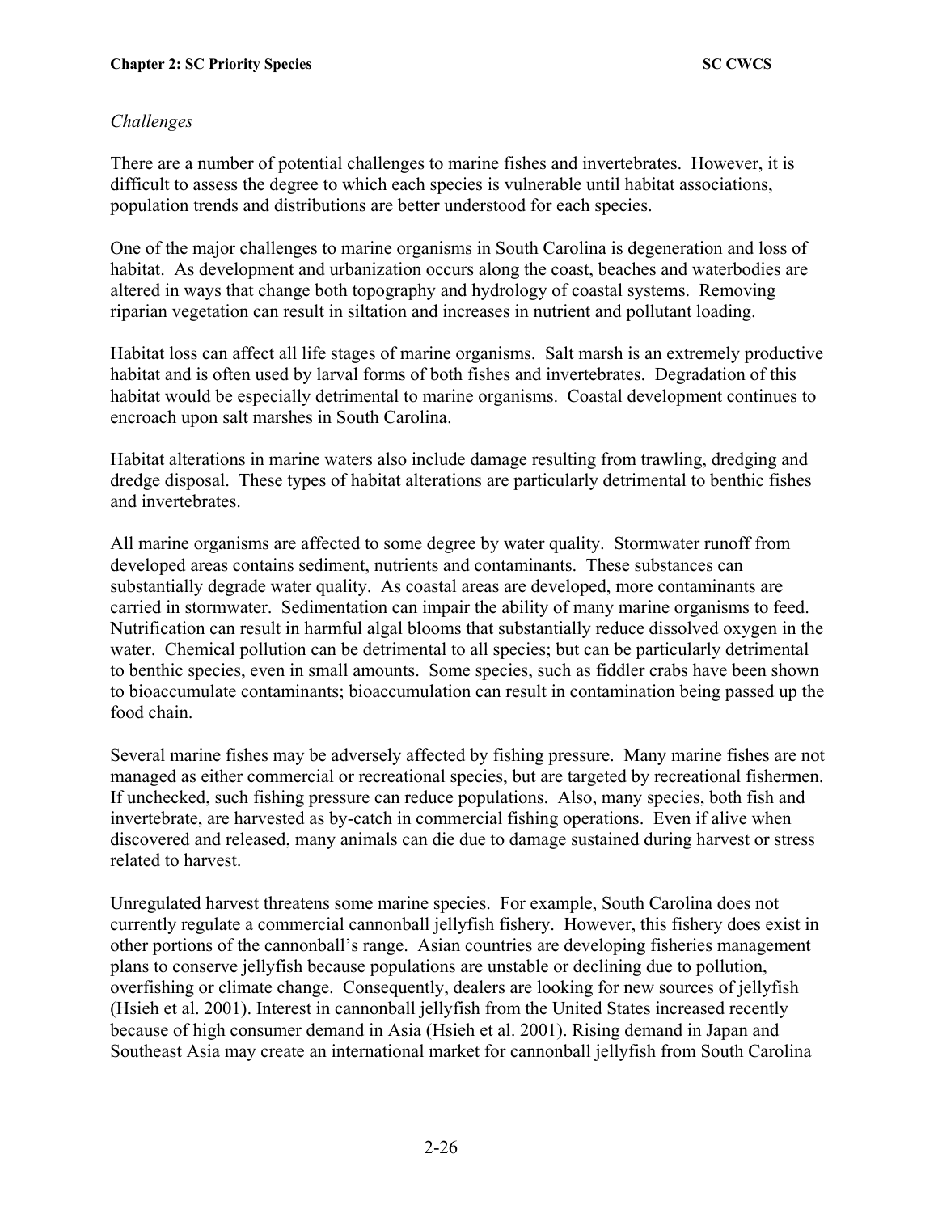*Challenges*

There are a number of potential challenges to marine fishes and invertebrates. However, it is difficult to assess the degree to which each species is vulnerable until habitat associations, population trends and distributions are better understood for each species.

One of the major challenges to marine organisms in South Carolina is degeneration and loss of habitat. As development and urbanization occurs along the coast, beaches and waterbodies are altered in ways that change both topography and hydrology of coastal systems. Removing riparian vegetation can result in siltation and increases in nutrient and pollutant loading.

Habitat loss can affect all life stages of marine organisms. Salt marsh is an extremely productive habitat and is often used by larval forms of both fishes and invertebrates. Degradation of this habitat would be especially detrimental to marine organisms. Coastal development continues to encroach upon salt marshes in South Carolina.

Habitat alterations in marine waters also include damage resulting from trawling, dredging and dredge disposal. These types of habitat alterations are particularly detrimental to benthic fishes and invertebrates.

All marine organisms are affected to some degree by water quality. Stormwater runoff from developed areas contains sediment, nutrients and contaminants. These substances can substantially degrade water quality. As coastal areas are developed, more contaminants are carried in stormwater. Sedimentation can impair the ability of many marine organisms to feed. Nutrification can result in harmful algal blooms that substantially reduce dissolved oxygen in the water. Chemical pollution can be detrimental to all species; but can be particularly detrimental to benthic species, even in small amounts. Some species, such as fiddler crabs have been shown to bioaccumulate contaminants; bioaccumulation can result in contamination being passed up the food chain.

Several marine fishes may be adversely affected by fishing pressure. Many marine fishes are not managed as either commercial or recreational species, but are targeted by recreational fishermen. If unchecked, such fishing pressure can reduce populations. Also, many species, both fish and invertebrate, are harvested as by-catch in commercial fishing operations. Even if alive when discovered and released, many animals can die due to damage sustained during harvest or stress related to harvest.

Unregulated harvest threatens some marine species. For example, South Carolina does not currently regulate a commercial cannonball jellyfish fishery. However, this fishery does exist in other portions of the cannonball's range. Asian countries are developing fisheries management plans to conserve jellyfish because populations are unstable or declining due to pollution, overfishing or climate change. Consequently, dealers are looking for new sources of jellyfish (Hsieh et al. 2001). Interest in cannonball jellyfish from the United States increased recently because of high consumer demand in Asia (Hsieh et al. 2001). Rising demand in Japan and Southeast Asia may create an international market for cannonball jellyfish from South Carolina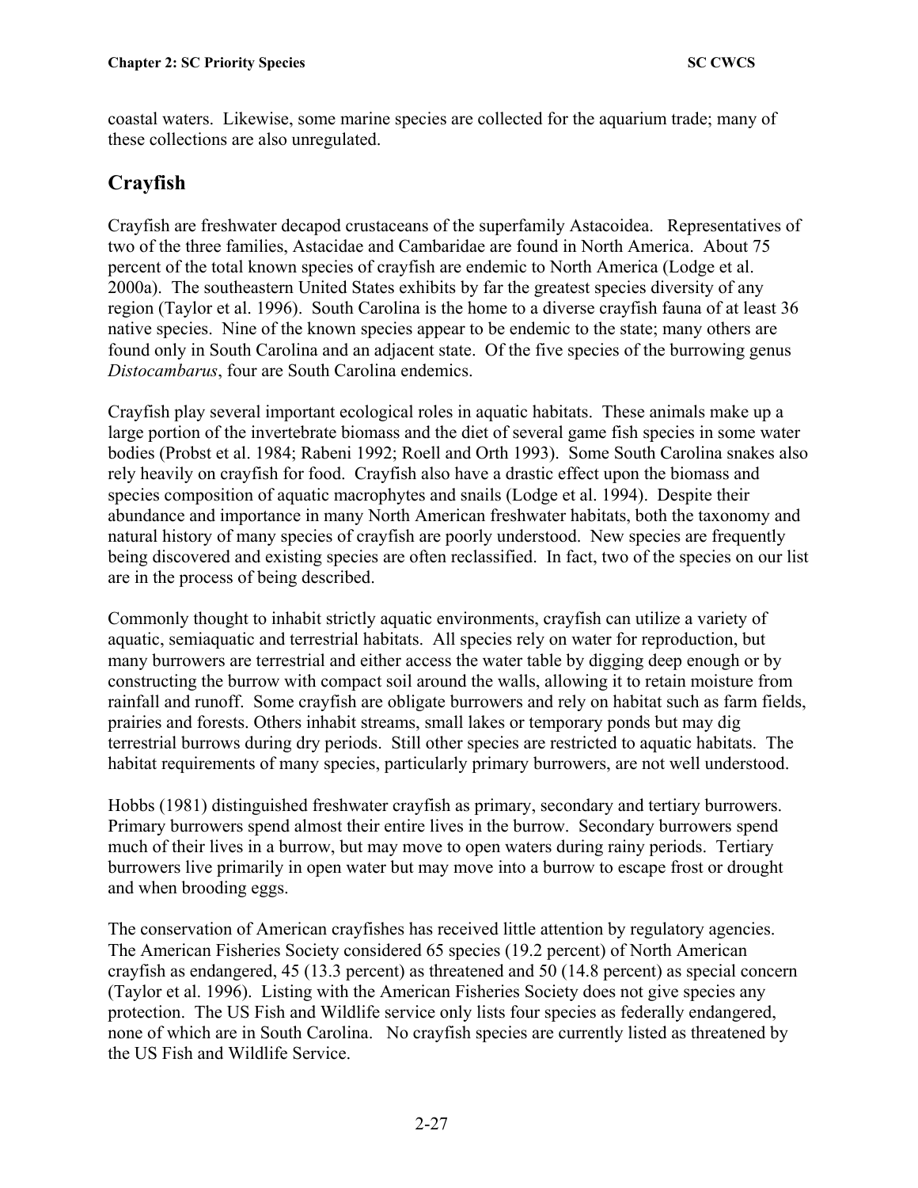coastal waters. Likewise, some marine species are collected for the aquarium trade; many of these collections are also unregulated.

## Crayfish

Crayfish are freshwater decapod crustaceans of the superfamily Astacoidea. Representatives of two of the three families, Astacidae and Cambaridae are found in North America. About 75 percent of the total known species of crayfish are endemic to North America (Lodge et al. 2000a). The southeastern United States exhibits by far the greatest species diversity of any region (Taylor et al. 1996). South Carolina is the home to a diverse crayfish fauna of at least 36 native species. Nine of the known species appear to be endemic to the state; many others are found only in South Carolina and an adjacent state. Of the five species of the burrowing genus *Distocambarus*, four are South Carolina endemics.

Crayfish play several important ecological roles in aquatic habitats. These animals make up a large portion of the invertebrate biomass and the diet of several game fish species in some water bodies (Probst et al. 1984; Rabeni 1992; Roell and Orth 1993). Some South Carolina snakes also rely heavily on crayfish for food. Crayfish also have a drastic effect upon the biomass and species composition of aquatic macrophytes and snails (Lodge et al. 1994). Despite their abundance and importance in many North American freshwater habitats, both the taxonomy and natural history of many species of crayfish are poorly understood. New species are frequently being discovered and existing species are often reclassified. In fact, two of the species on our list are in the process of being described.

Commonly thought to inhabit strictly aquatic environments, crayfish can utilize a variety of aquatic, semiaquatic and terrestrial habitats. All species rely on water for reproduction, but many burrowers are terrestrial and either access the water table by digging deep enough or by constructing the burrow with compact soil around the walls, allowing it to retain moisture from rainfall and runoff. Some crayfish are obligate burrowers and rely on habitat such as farm fields, prairies and forests. Others inhabit streams, small lakes or temporary ponds but may dig terrestrial burrows during dry periods. Still other species are restricted to aquatic habitats. The habitat requirements of many species, particularly primary burrowers, are not well understood.

Hobbs (1981) distinguished freshwater crayfish as primary, secondary and tertiary burrowers. Primary burrowers spend almost their entire lives in the burrow. Secondary burrowers spend much of their lives in a burrow, but may move to open waters during rainy periods. Tertiary burrowers live primarily in open water but may move into a burrow to escape frost or drought and when brooding eggs.

The conservation of American crayfishes has received little attention by regulatory agencies. The American Fisheries Society considered 65 species (19.2 percent) of North American crayfish as endangered, 45 (13.3 percent) as threatened and 50 (14.8 percent) as special concern (Taylor et al. 1996). Listing with the American Fisheries Society does not give species any protection. The US Fish and Wildlife service only lists four species as federally endangered, none of which are in South Carolina. No crayfish species are currently listed as threatened by the US Fish and Wildlife Service.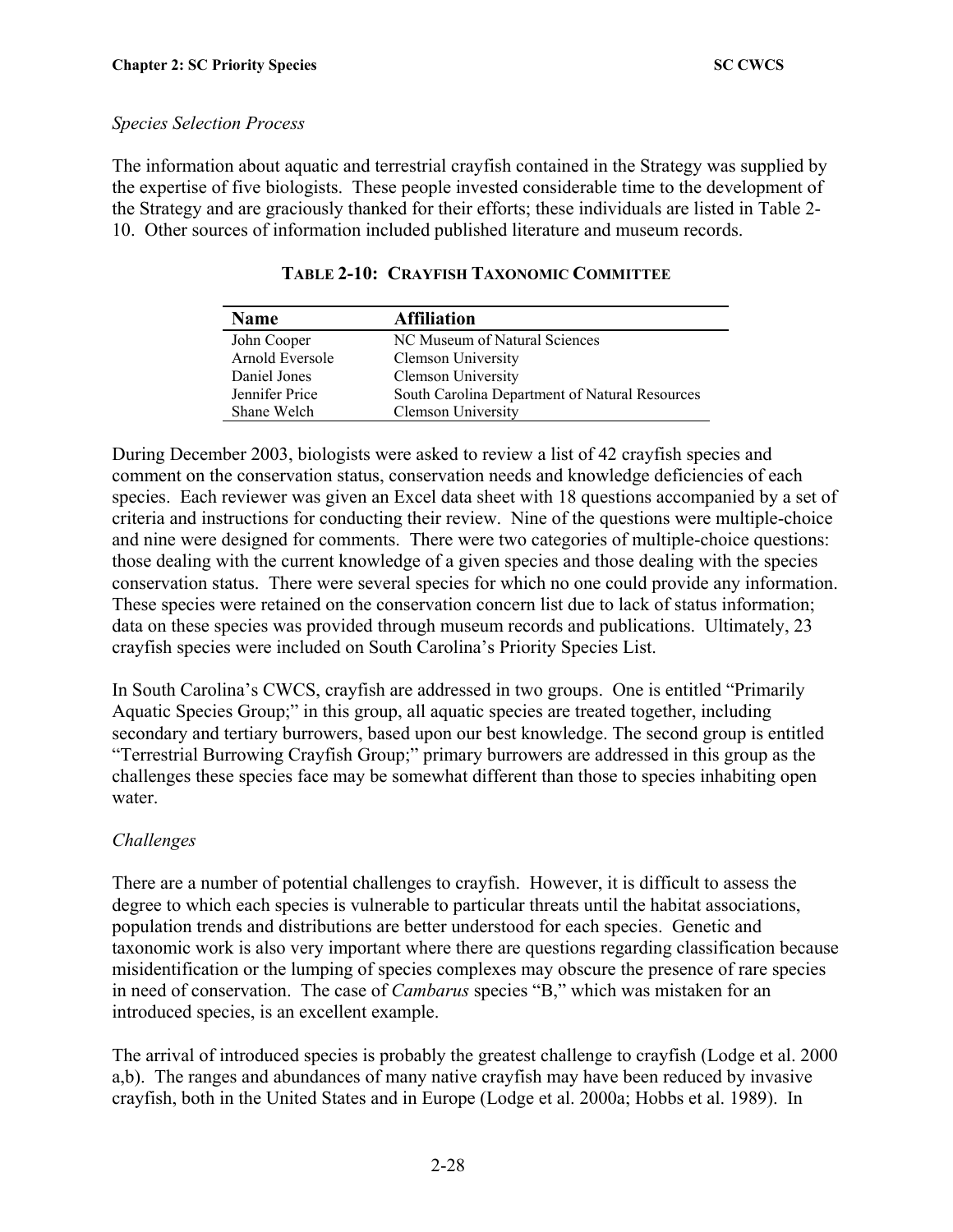*Species Selection Process*

The information about aquatic and terrestrial crayfish contained in the Strategy was supplied by the expertise of five biologists. These people invested considerable time to the development of the Strategy and are graciously thanked for their efforts; these individuals are listed in Table 2-10. Other sources of information included published literature and museum records.

**TABLE 2-10: CRAYFISH TAXONOMIC COMMITTEE**

| Name | Affiliation |
| --- | --- |
| John Cooper | NC Museum of Natural Sciences |
| Arnold Eversole | Clemson University |
| Daniel Jones | Clemson University |
| Jennifer Price | South Carolina Department of Natural Resources |
| Shane Welch | Clemson University |

During December 2003, biologists were asked to review a list of 42 crayfish species and comment on the conservation status, conservation needs and knowledge deficiencies of each species. Each reviewer was given an Excel data sheet with 18 questions accompanied by a set of criteria and instructions for conducting their review. Nine of the questions were multiple-choice and nine were designed for comments. There were two categories of multiple-choice questions: those dealing with the current knowledge of a given species and those dealing with the species conservation status. There were several species for which no one could provide any information. These species were retained on the conservation concern list due to lack of status information; data on these species was provided through museum records and publications. Ultimately, 23 crayfish species were included on South Carolina's Priority Species List.

In South Carolina's CWCS, crayfish are addressed in two groups. One is entitled "Primarily Aquatic Species Group;" in this group, all aquatic species are treated together, including secondary and tertiary burrowers, based upon our best knowledge. The second group is entitled "Terrestrial Burrowing Crayfish Group;" primary burrowers are addressed in this group as the challenges these species face may be somewhat different than those to species inhabiting open water.

*Challenges*

There are a number of potential challenges to crayfish. However, it is difficult to assess the degree to which each species is vulnerable to particular threats until the habitat associations, population trends and distributions are better understood for each species. Genetic and taxonomic work is also very important where there are questions regarding classification because misidentification or the lumping of species complexes may obscure the presence of rare species in need of conservation. The case of *Cambarus* species "B," which was mistaken for an introduced species, is an excellent example.

The arrival of introduced species is probably the greatest challenge to crayfish (Lodge et al. 2000 a,b). The ranges and abundances of many native crayfish may have been reduced by invasive crayfish, both in the United States and in Europe (Lodge et al. 2000a; Hobbs et al. 1989). In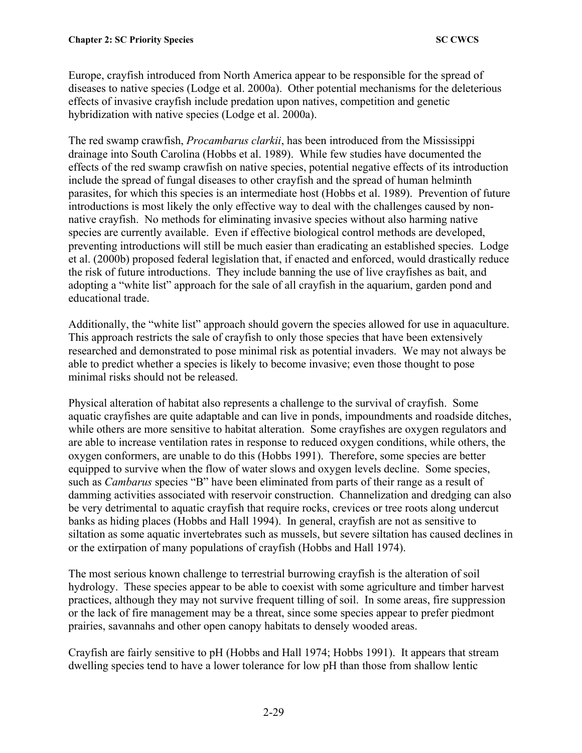Europe, crayfish introduced from North America appear to be responsible for the spread of diseases to native species (Lodge et al. 2000a). Other potential mechanisms for the deleterious effects of invasive crayfish include predation upon natives, competition and genetic hybridization with native species (Lodge et al. 2000a).

The red swamp crawfish, *Procambarus clarkii*, has been introduced from the Mississippi drainage into South Carolina (Hobbs et al. 1989). While few studies have documented the effects of the red swamp crawfish on native species, potential negative effects of its introduction include the spread of fungal diseases to other crayfish and the spread of human helminth parasites, for which this species is an intermediate host (Hobbs et al. 1989). Prevention of future introductions is most likely the only effective way to deal with the challenges caused by non-native crayfish. No methods for eliminating invasive species without also harming native species are currently available. Even if effective biological control methods are developed, preventing introductions will still be much easier than eradicating an established species. Lodge et al. (2000b) proposed federal legislation that, if enacted and enforced, would drastically reduce the risk of future introductions. They include banning the use of live crayfishes as bait, and adopting a "white list" approach for the sale of all crayfish in the aquarium, garden pond and educational trade.

Additionally, the "white list" approach should govern the species allowed for use in aquaculture. This approach restricts the sale of crayfish to only those species that have been extensively researched and demonstrated to pose minimal risk as potential invaders. We may not always be able to predict whether a species is likely to become invasive; even those thought to pose minimal risks should not be released.

Physical alteration of habitat also represents a challenge to the survival of crayfish. Some aquatic crayfishes are quite adaptable and can live in ponds, impoundments and roadside ditches, while others are more sensitive to habitat alteration. Some crayfishes are oxygen regulators and are able to increase ventilation rates in response to reduced oxygen conditions, while others, the oxygen conformers, are unable to do this (Hobbs 1991). Therefore, some species are better equipped to survive when the flow of water slows and oxygen levels decline. Some species, such as *Cambarus* species "B" have been eliminated from parts of their range as a result of damming activities associated with reservoir construction. Channelization and dredging can also be very detrimental to aquatic crayfish that require rocks, crevices or tree roots along undercut banks as hiding places (Hobbs and Hall 1994). In general, crayfish are not as sensitive to siltation as some aquatic invertebrates such as mussels, but severe siltation has caused declines in or the extirpation of many populations of crayfish (Hobbs and Hall 1974).

The most serious known challenge to terrestrial burrowing crayfish is the alteration of soil hydrology. These species appear to be able to coexist with some agriculture and timber harvest practices, although they may not survive frequent tilling of soil. In some areas, fire suppression or the lack of fire management may be a threat, since some species appear to prefer piedmont prairies, savannahs and other open canopy habitats to densely wooded areas.

Crayfish are fairly sensitive to pH (Hobbs and Hall 1974; Hobbs 1991). It appears that stream dwelling species tend to have a lower tolerance for low pH than those from shallow lentic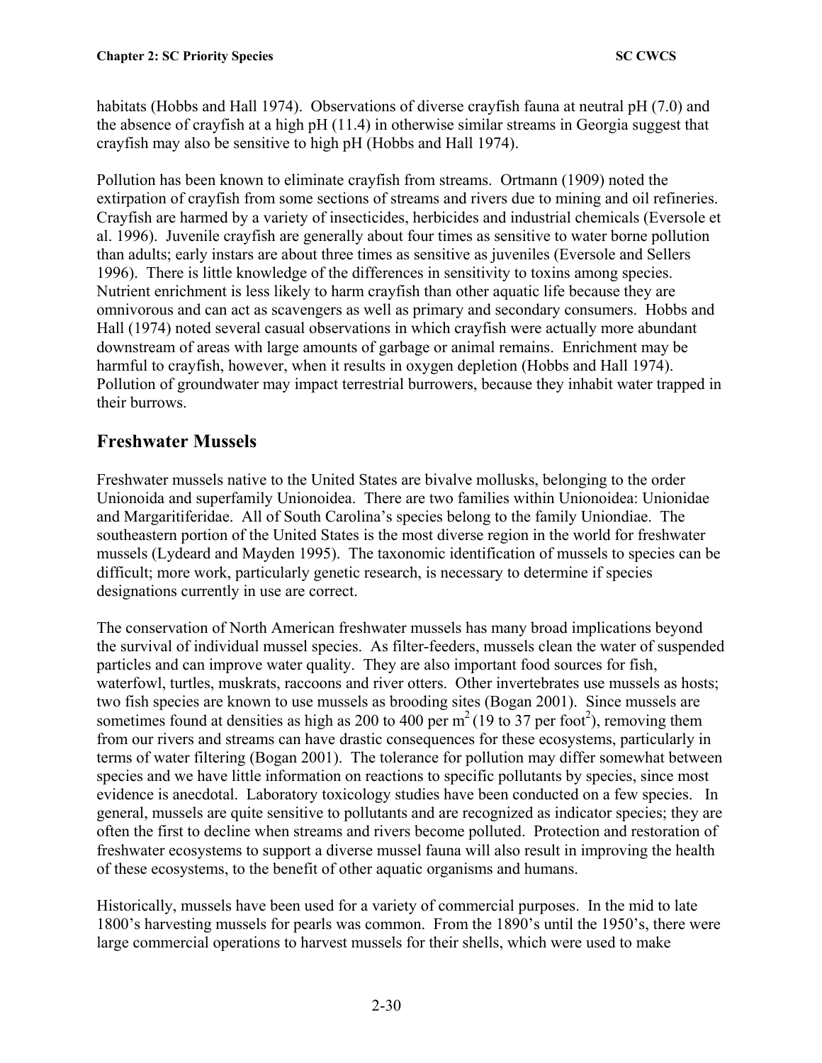habitats (Hobbs and Hall 1974). Observations of diverse crayfish fauna at neutral pH (7.0) and the absence of crayfish at a high pH (11.4) in otherwise similar streams in Georgia suggest that crayfish may also be sensitive to high pH (Hobbs and Hall 1974).

Pollution has been known to eliminate crayfish from streams. Ortmann (1909) noted the extirpation of crayfish from some sections of streams and rivers due to mining and oil refineries. Crayfish are harmed by a variety of insecticides, herbicides and industrial chemicals (Eversole et al. 1996). Juvenile crayfish are generally about four times as sensitive to water borne pollution than adults; early instars are about three times as sensitive as juveniles (Eversole and Sellers 1996). There is little knowledge of the differences in sensitivity to toxins among species. Nutrient enrichment is less likely to harm crayfish than other aquatic life because they are omnivorous and can act as scavengers as well as primary and secondary consumers. Hobbs and Hall (1974) noted several casual observations in which crayfish were actually more abundant downstream of areas with large amounts of garbage or animal remains. Enrichment may be harmful to crayfish, however, when it results in oxygen depletion (Hobbs and Hall 1974). Pollution of groundwater may impact terrestrial burrowers, because they inhabit water trapped in their burrows.

## Freshwater Mussels

Freshwater mussels native to the United States are bivalve mollusks, belonging to the order Unionoida and superfamily Unionoidea. There are two families within Unionoidea: Unionidae and Margaritiferidae. All of South Carolina's species belong to the family Uniondiae. The southeastern portion of the United States is the most diverse region in the world for freshwater mussels (Lydeard and Mayden 1995). The taxonomic identification of mussels to species can be difficult; more work, particularly genetic research, is necessary to determine if species designations currently in use are correct.

The conservation of North American freshwater mussels has many broad implications beyond the survival of individual mussel species. As filter-feeders, mussels clean the water of suspended particles and can improve water quality. They are also important food sources for fish, waterfowl, turtles, muskrats, raccoons and river otters. Other invertebrates use mussels as hosts; two fish species are known to use mussels as brooding sites (Bogan 2001). Since mussels are sometimes found at densities as high as 200 to 400 per $m^2$ (19 to 37 per $foot^2$), removing them from our rivers and streams can have drastic consequences for these ecosystems, particularly in terms of water filtering (Bogan 2001). The tolerance for pollution may differ somewhat between species and we have little information on reactions to specific pollutants by species, since most evidence is anecdotal. Laboratory toxicology studies have been conducted on a few species. In general, mussels are quite sensitive to pollutants and are recognized as indicator species; they are often the first to decline when streams and rivers become polluted. Protection and restoration of freshwater ecosystems to support a diverse mussel fauna will also result in improving the health of these ecosystems, to the benefit of other aquatic organisms and humans.

Historically, mussels have been used for a variety of commercial purposes. In the mid to late 1800's harvesting mussels for pearls was common. From the 1890's until the 1950's, there were large commercial operations to harvest mussels for their shells, which were used to make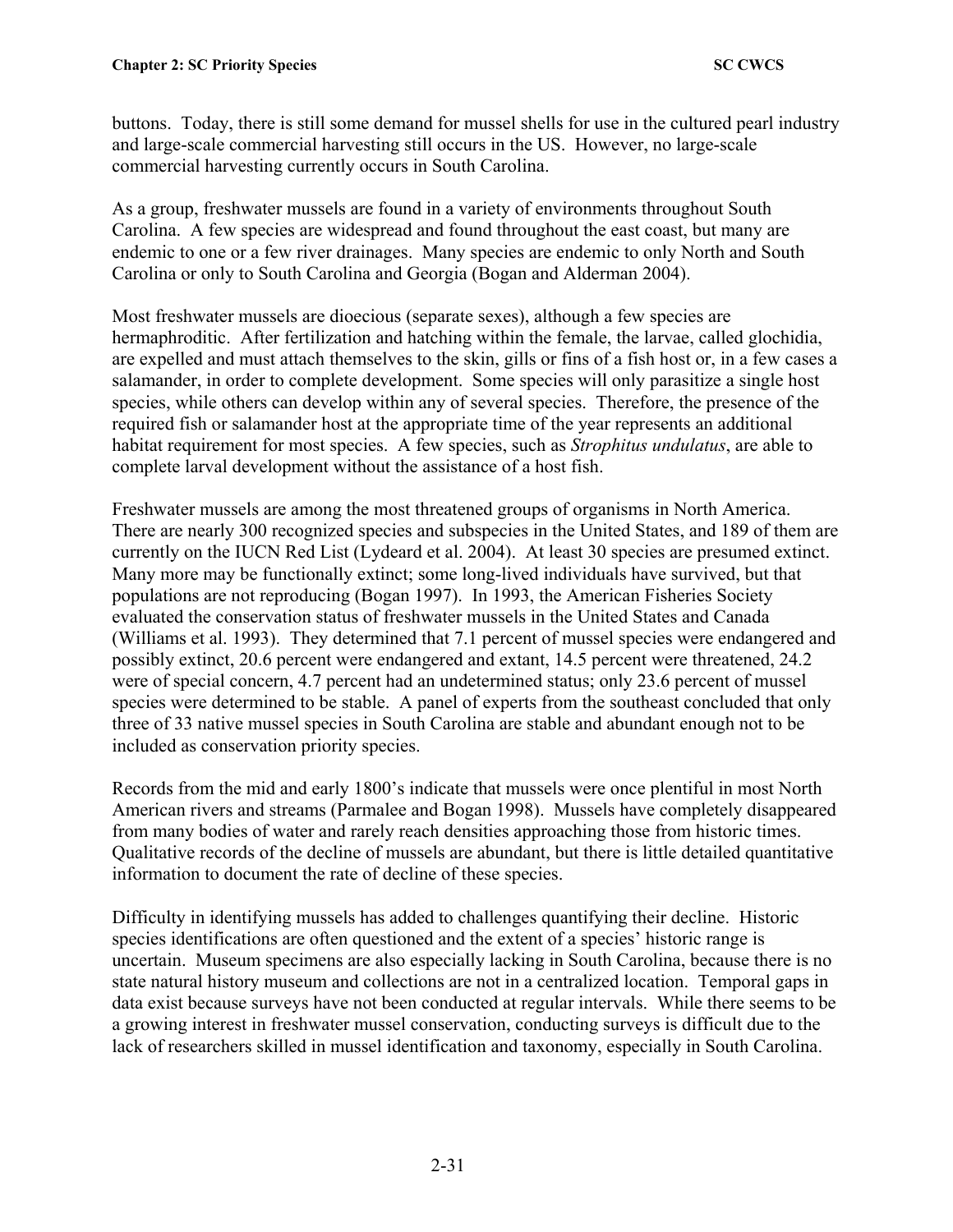buttons. Today, there is still some demand for mussel shells for use in the cultured pearl industry and large-scale commercial harvesting still occurs in the US. However, no large-scale commercial harvesting currently occurs in South Carolina.

As a group, freshwater mussels are found in a variety of environments throughout South Carolina. A few species are widespread and found throughout the east coast, but many are endemic to one or a few river drainages. Many species are endemic to only North and South Carolina or only to South Carolina and Georgia (Bogan and Alderman 2004).

Most freshwater mussels are dioecious (separate sexes), although a few species are hermaphroditic. After fertilization and hatching within the female, the larvae, called glochidia, are expelled and must attach themselves to the skin, gills or fins of a fish host or, in a few cases a salamander, in order to complete development. Some species will only parasitize a single host species, while others can develop within any of several species. Therefore, the presence of the required fish or salamander host at the appropriate time of the year represents an additional habitat requirement for most species. A few species, such as *Strophitus undulatus*, are able to complete larval development without the assistance of a host fish.

Freshwater mussels are among the most threatened groups of organisms in North America. There are nearly 300 recognized species and subspecies in the United States, and 189 of them are currently on the IUCN Red List (Lydeard et al. 2004). At least 30 species are presumed extinct. Many more may be functionally extinct; some long-lived individuals have survived, but that populations are not reproducing (Bogan 1997). In 1993, the American Fisheries Society evaluated the conservation status of freshwater mussels in the United States and Canada (Williams et al. 1993). They determined that 7.1 percent of mussel species were endangered and possibly extinct, 20.6 percent were endangered and extant, 14.5 percent were threatened, 24.2 were of special concern, 4.7 percent had an undetermined status; only 23.6 percent of mussel species were determined to be stable. A panel of experts from the southeast concluded that only three of 33 native mussel species in South Carolina are stable and abundant enough not to be included as conservation priority species.

Records from the mid and early 1800's indicate that mussels were once plentiful in most North American rivers and streams (Parmalee and Bogan 1998). Mussels have completely disappeared from many bodies of water and rarely reach densities approaching those from historic times. Qualitative records of the decline of mussels are abundant, but there is little detailed quantitative information to document the rate of decline of these species.

Difficulty in identifying mussels has added to challenges quantifying their decline. Historic species identifications are often questioned and the extent of a species' historic range is uncertain. Museum specimens are also especially lacking in South Carolina, because there is no state natural history museum and collections are not in a centralized location. Temporal gaps in data exist because surveys have not been conducted at regular intervals. While there seems to be a growing interest in freshwater mussel conservation, conducting surveys is difficult due to the lack of researchers skilled in mussel identification and taxonomy, especially in South Carolina.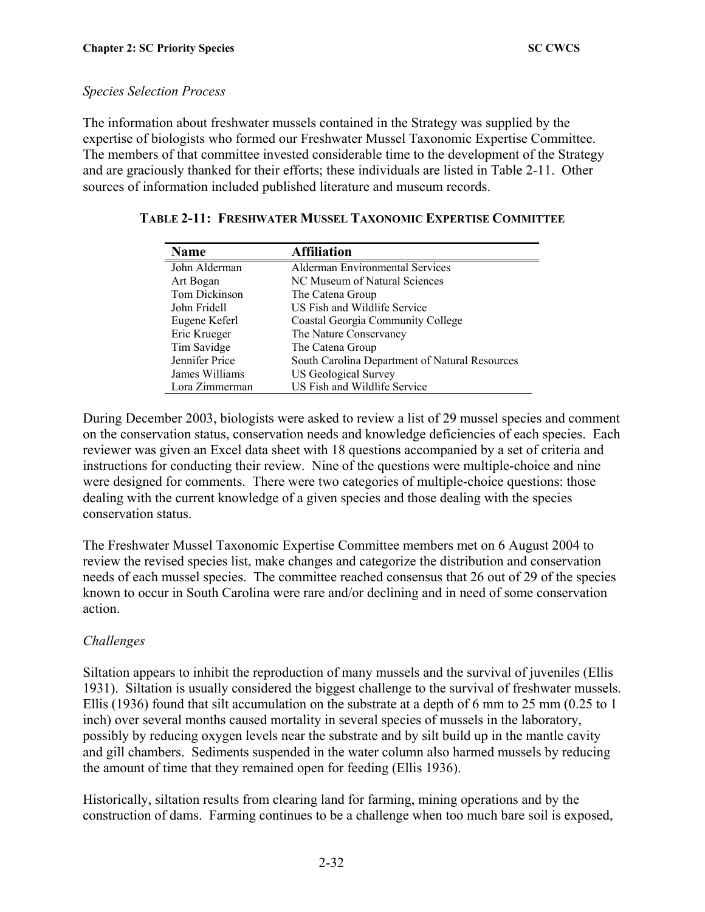*Species Selection Process*

The information about freshwater mussels contained in the Strategy was supplied by the expertise of biologists who formed our Freshwater Mussel Taxonomic Expertise Committee. The members of that committee invested considerable time to the development of the Strategy and are graciously thanked for their efforts; these individuals are listed in Table 2-11. Other sources of information included published literature and museum records.

**TABLE 2-11: FRESHWATER MUSSEL TAXONOMIC EXPERTISE COMMITTEE**

| Name | Affiliation |
|---|---|
| John Alderman | Alderman Environmental Services |
| Art Bogan | NC Museum of Natural Sciences |
| Tom Dickinson | The Catena Group |
| John Fridell | US Fish and Wildlife Service |
| Eugene Keferl | Coastal Georgia Community College |
| Eric Krueger | The Nature Conservancy |
| Tim Savidge | The Catena Group |
| Jennifer Price | South Carolina Department of Natural Resources |
| James Williams | US Geological Survey |
| Lora Zimmerman | US Fish and Wildlife Service |

During December 2003, biologists were asked to review a list of 29 mussel species and comment on the conservation status, conservation needs and knowledge deficiencies of each species. Each reviewer was given an Excel data sheet with 18 questions accompanied by a set of criteria and instructions for conducting their review. Nine of the questions were multiple-choice and nine were designed for comments. There were two categories of multiple-choice questions: those dealing with the current knowledge of a given species and those dealing with the species conservation status.

The Freshwater Mussel Taxonomic Expertise Committee members met on 6 August 2004 to review the revised species list, make changes and categorize the distribution and conservation needs of each mussel species. The committee reached consensus that 26 out of 29 of the species known to occur in South Carolina were rare and/or declining and in need of some conservation action.

*Challenges*

Siltation appears to inhibit the reproduction of many mussels and the survival of juveniles (Ellis 1931). Siltation is usually considered the biggest challenge to the survival of freshwater mussels. Ellis (1936) found that silt accumulation on the substrate at a depth of 6 mm to 25 mm (0.25 to 1 inch) over several months caused mortality in several species of mussels in the laboratory, possibly by reducing oxygen levels near the substrate and by silt build up in the mantle cavity and gill chambers. Sediments suspended in the water column also harmed mussels by reducing the amount of time that they remained open for feeding (Ellis 1936).

Historically, siltation results from clearing land for farming, mining operations and by the construction of dams. Farming continues to be a challenge when too much bare soil is exposed,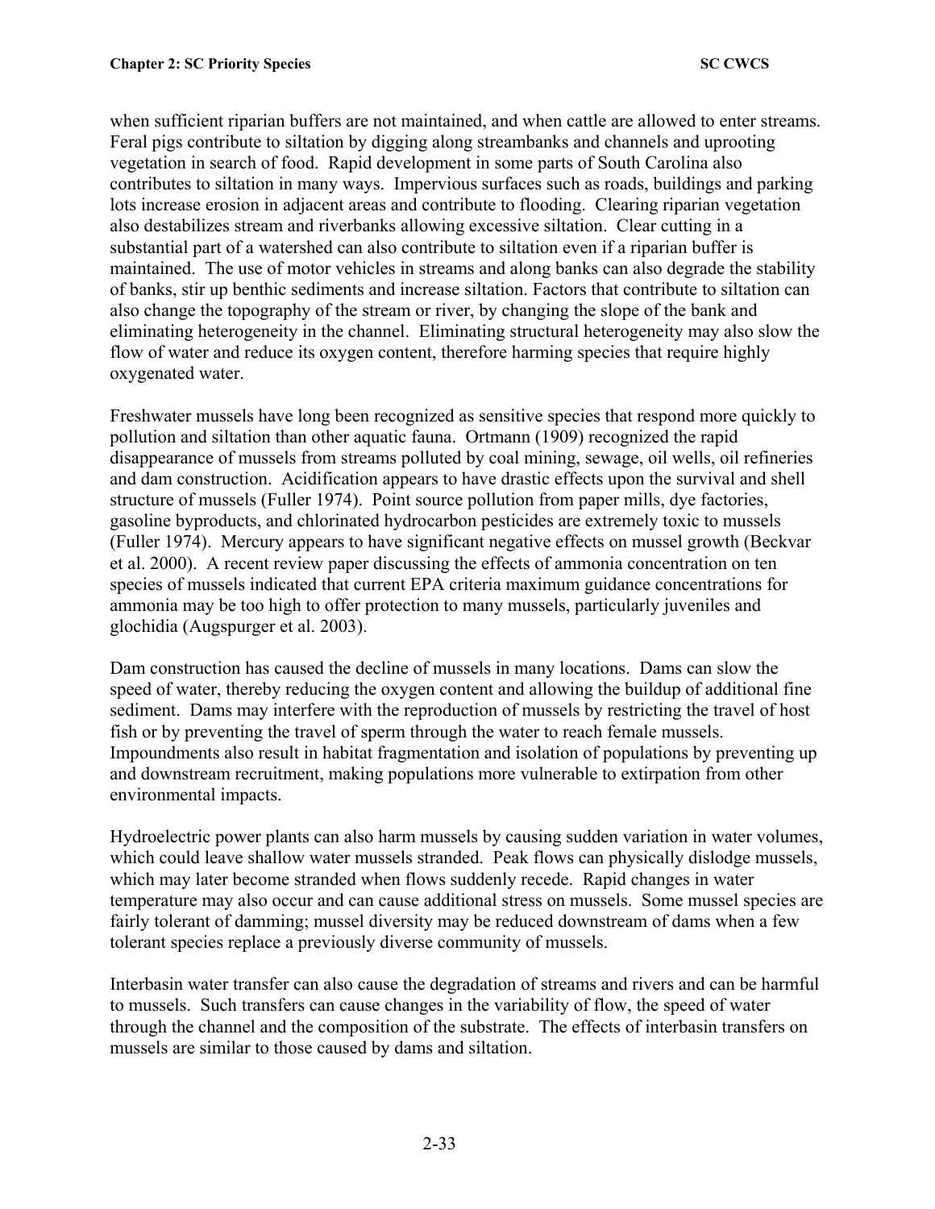when sufficient riparian buffers are not maintained, and when cattle are allowed to enter streams. Feral pigs contribute to siltation by digging along streambanks and channels and uprooting vegetation in search of food. Rapid development in some parts of South Carolina also contributes to siltation in many ways. Impervious surfaces such as roads, buildings and parking lots increase erosion in adjacent areas and contribute to flooding. Clearing riparian vegetation also destabilizes stream and riverbanks allowing excessive siltation. Clear cutting in a substantial part of a watershed can also contribute to siltation even if a riparian buffer is maintained. The use of motor vehicles in streams and along banks can also degrade the stability of banks, stir up benthic sediments and increase siltation. Factors that contribute to siltation can also change the topography of the stream or river, by changing the slope of the bank and eliminating heterogeneity in the channel. Eliminating structural heterogeneity may also slow the flow of water and reduce its oxygen content, therefore harming species that require highly oxygenated water.

Freshwater mussels have long been recognized as sensitive species that respond more quickly to pollution and siltation than other aquatic fauna. Ortmann (1909) recognized the rapid disappearance of mussels from streams polluted by coal mining, sewage, oil wells, oil refineries and dam construction. Acidification appears to have drastic effects upon the survival and shell structure of mussels (Fuller 1974). Point source pollution from paper mills, dye factories, gasoline byproducts, and chlorinated hydrocarbon pesticides are extremely toxic to mussels (Fuller 1974). Mercury appears to have significant negative effects on mussel growth (Beckvar et al. 2000). A recent review paper discussing the effects of ammonia concentration on ten species of mussels indicated that current EPA criteria maximum guidance concentrations for ammonia may be too high to offer protection to many mussels, particularly juveniles and glochidia (Augspurger et al. 2003).

Dam construction has caused the decline of mussels in many locations. Dams can slow the speed of water, thereby reducing the oxygen content and allowing the buildup of additional fine sediment. Dams may interfere with the reproduction of mussels by restricting the travel of host fish or by preventing the travel of sperm through the water to reach female mussels. Impoundments also result in habitat fragmentation and isolation of populations by preventing up and downstream recruitment, making populations more vulnerable to extirpation from other environmental impacts.

Hydroelectric power plants can also harm mussels by causing sudden variation in water volumes, which could leave shallow water mussels stranded. Peak flows can physically dislodge mussels, which may later become stranded when flows suddenly recede. Rapid changes in water temperature may also occur and can cause additional stress on mussels. Some mussel species are fairly tolerant of damming; mussel diversity may be reduced downstream of dams when a few tolerant species replace a previously diverse community of mussels.

Interbasin water transfer can also cause the degradation of streams and rivers and can be harmful to mussels. Such transfers can cause changes in the variability of flow, the speed of water through the channel and the composition of the substrate. The effects of interbasin transfers on mussels are similar to those caused by dams and siltation.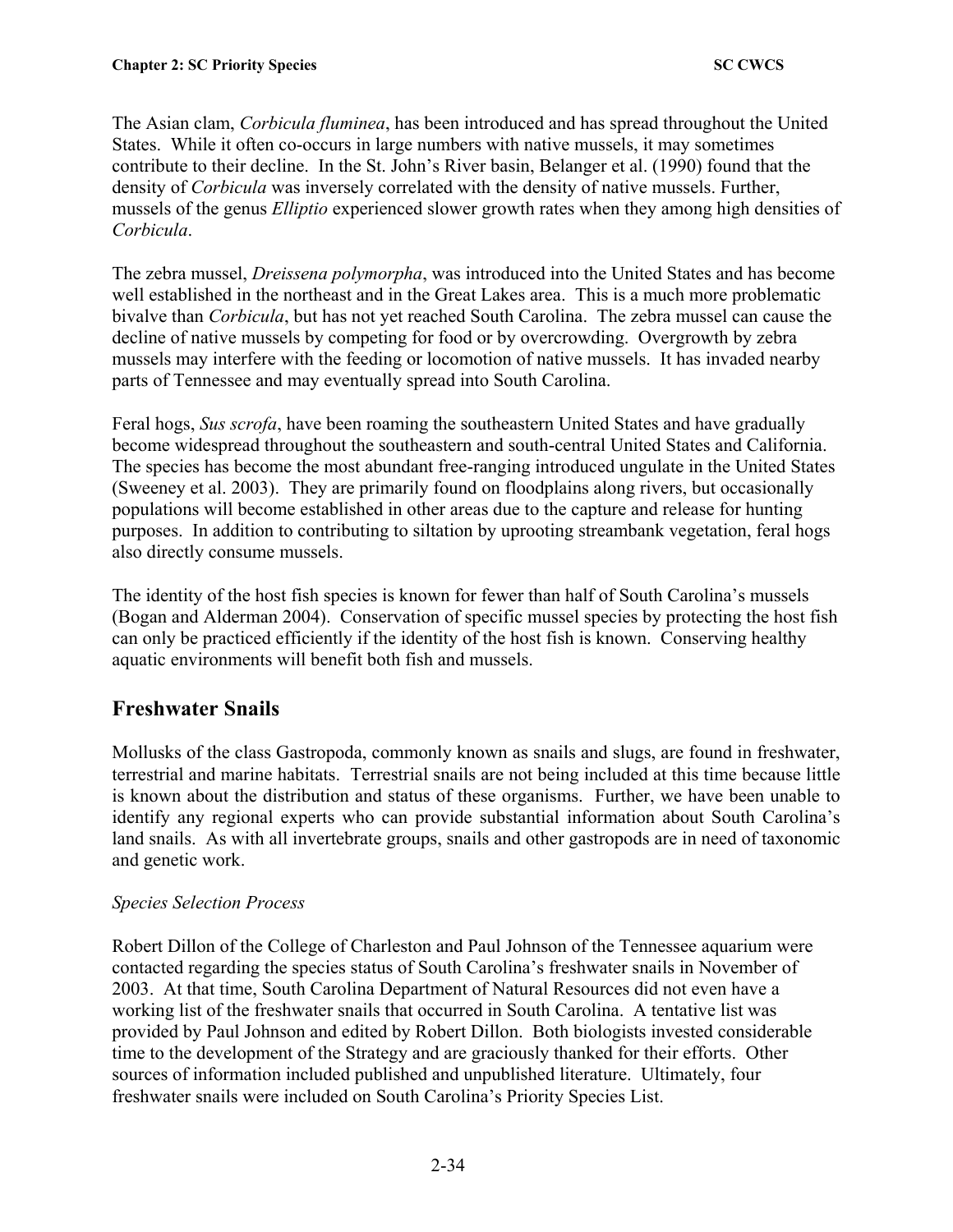The Asian clam, *Corbicula fluminea*, has been introduced and has spread throughout the United States. While it often co-occurs in large numbers with native mussels, it may sometimes contribute to their decline. In the St. John's River basin, Belanger et al. (1990) found that the density of *Corbicula* was inversely correlated with the density of native mussels. Further, mussels of the genus *Elliptio* experienced slower growth rates when they among high densities of *Corbicula*.

The zebra mussel, *Dreissena polymorpha*, was introduced into the United States and has become well established in the northeast and in the Great Lakes area. This is a much more problematic bivalve than *Corbicula*, but has not yet reached South Carolina. The zebra mussel can cause the decline of native mussels by competing for food or by overcrowding. Overgrowth by zebra mussels may interfere with the feeding or locomotion of native mussels. It has invaded nearby parts of Tennessee and may eventually spread into South Carolina.

Feral hogs, *Sus scrofa*, have been roaming the southeastern United States and have gradually become widespread throughout the southeastern and south-central United States and California. The species has become the most abundant free-ranging introduced ungulate in the United States (Sweeney et al. 2003). They are primarily found on floodplains along rivers, but occasionally populations will become established in other areas due to the capture and release for hunting purposes. In addition to contributing to siltation by uprooting streambank vegetation, feral hogs also directly consume mussels.

The identity of the host fish species is known for fewer than half of South Carolina's mussels (Bogan and Alderman 2004). Conservation of specific mussel species by protecting the host fish can only be practiced efficiently if the identity of the host fish is known. Conserving healthy aquatic environments will benefit both fish and mussels.

## Freshwater Snails

Mollusks of the class Gastropoda, commonly known as snails and slugs, are found in freshwater, terrestrial and marine habitats. Terrestrial snails are not being included at this time because little is known about the distribution and status of these organisms. Further, we have been unable to identify any regional experts who can provide substantial information about South Carolina's land snails. As with all invertebrate groups, snails and other gastropods are in need of taxonomic and genetic work.

*Species Selection Process*

Robert Dillon of the College of Charleston and Paul Johnson of the Tennessee aquarium were contacted regarding the species status of South Carolina's freshwater snails in November of 2003. At that time, South Carolina Department of Natural Resources did not even have a working list of the freshwater snails that occurred in South Carolina. A tentative list was provided by Paul Johnson and edited by Robert Dillon. Both biologists invested considerable time to the development of the Strategy and are graciously thanked for their efforts. Other sources of information included published and unpublished literature. Ultimately, four freshwater snails were included on South Carolina's Priority Species List.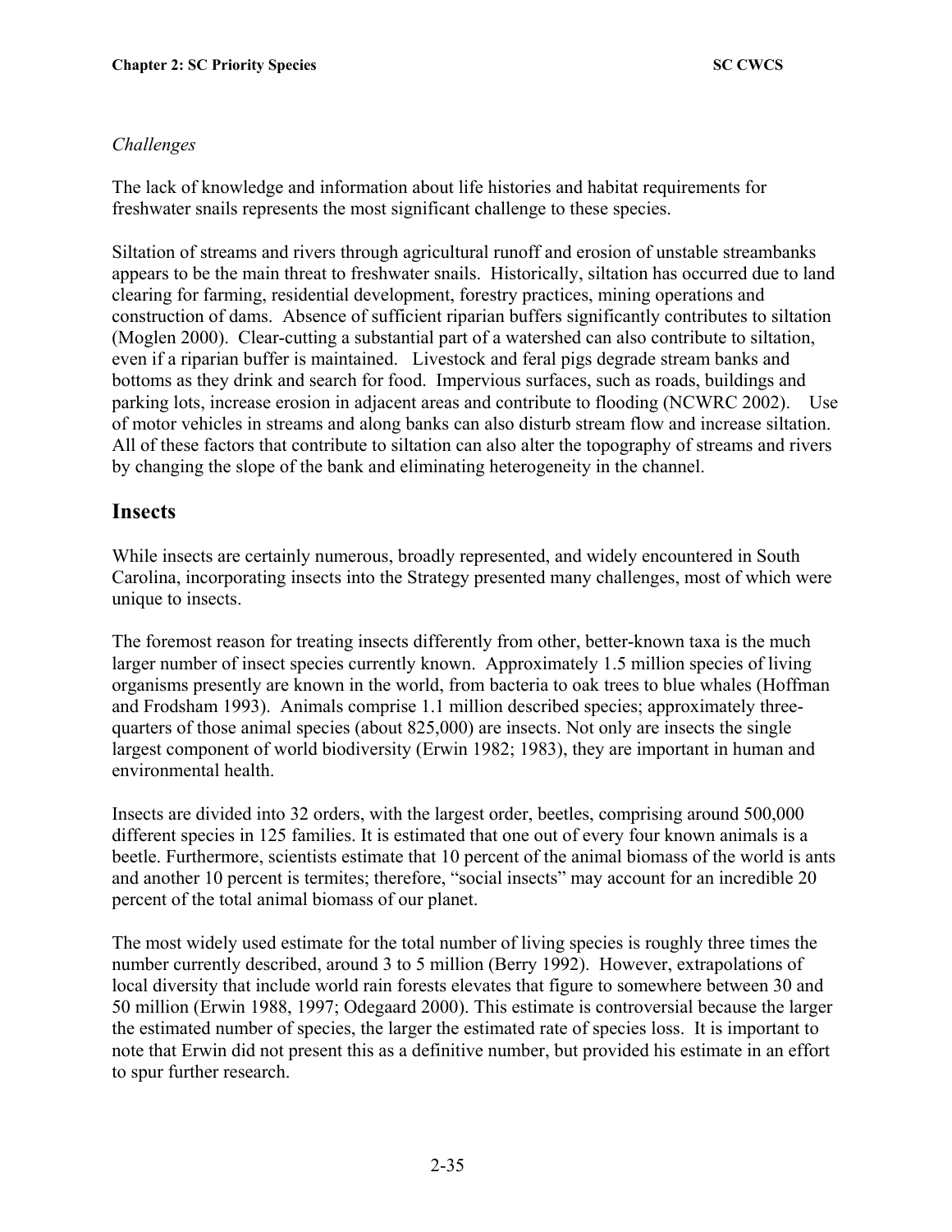*Challenges*

The lack of knowledge and information about life histories and habitat requirements for freshwater snails represents the most significant challenge to these species.

Siltation of streams and rivers through agricultural runoff and erosion of unstable streambanks appears to be the main threat to freshwater snails. Historically, siltation has occurred due to land clearing for farming, residential development, forestry practices, mining operations and construction of dams. Absence of sufficient riparian buffers significantly contributes to siltation (Moglen 2000). Clear-cutting a substantial part of a watershed can also contribute to siltation, even if a riparian buffer is maintained. Livestock and feral pigs degrade stream banks and bottoms as they drink and search for food. Impervious surfaces, such as roads, buildings and parking lots, increase erosion in adjacent areas and contribute to flooding (NCWRC 2002). Use of motor vehicles in streams and along banks can also disturb stream flow and increase siltation. All of these factors that contribute to siltation can also alter the topography of streams and rivers by changing the slope of the bank and eliminating heterogeneity in the channel.

## Insects

While insects are certainly numerous, broadly represented, and widely encountered in South Carolina, incorporating insects into the Strategy presented many challenges, most of which were unique to insects.

The foremost reason for treating insects differently from other, better-known taxa is the much larger number of insect species currently known. Approximately 1.5 million species of living organisms presently are known in the world, from bacteria to oak trees to blue whales (Hoffman and Frodsham 1993). Animals comprise 1.1 million described species; approximately three-quarters of those animal species (about 825,000) are insects. Not only are insects the single largest component of world biodiversity (Erwin 1982; 1983), they are important in human and environmental health.

Insects are divided into 32 orders, with the largest order, beetles, comprising around 500,000 different species in 125 families. It is estimated that one out of every four known animals is a beetle. Furthermore, scientists estimate that 10 percent of the animal biomass of the world is ants and another 10 percent is termites; therefore, "social insects" may account for an incredible 20 percent of the total animal biomass of our planet.

The most widely used estimate for the total number of living species is roughly three times the number currently described, around 3 to 5 million (Berry 1992). However, extrapolations of local diversity that include world rain forests elevates that figure to somewhere between 30 and 50 million (Erwin 1988, 1997; Odegaard 2000). This estimate is controversial because the larger the estimated number of species, the larger the estimated rate of species loss. It is important to note that Erwin did not present this as a definitive number, but provided his estimate in an effort to spur further research.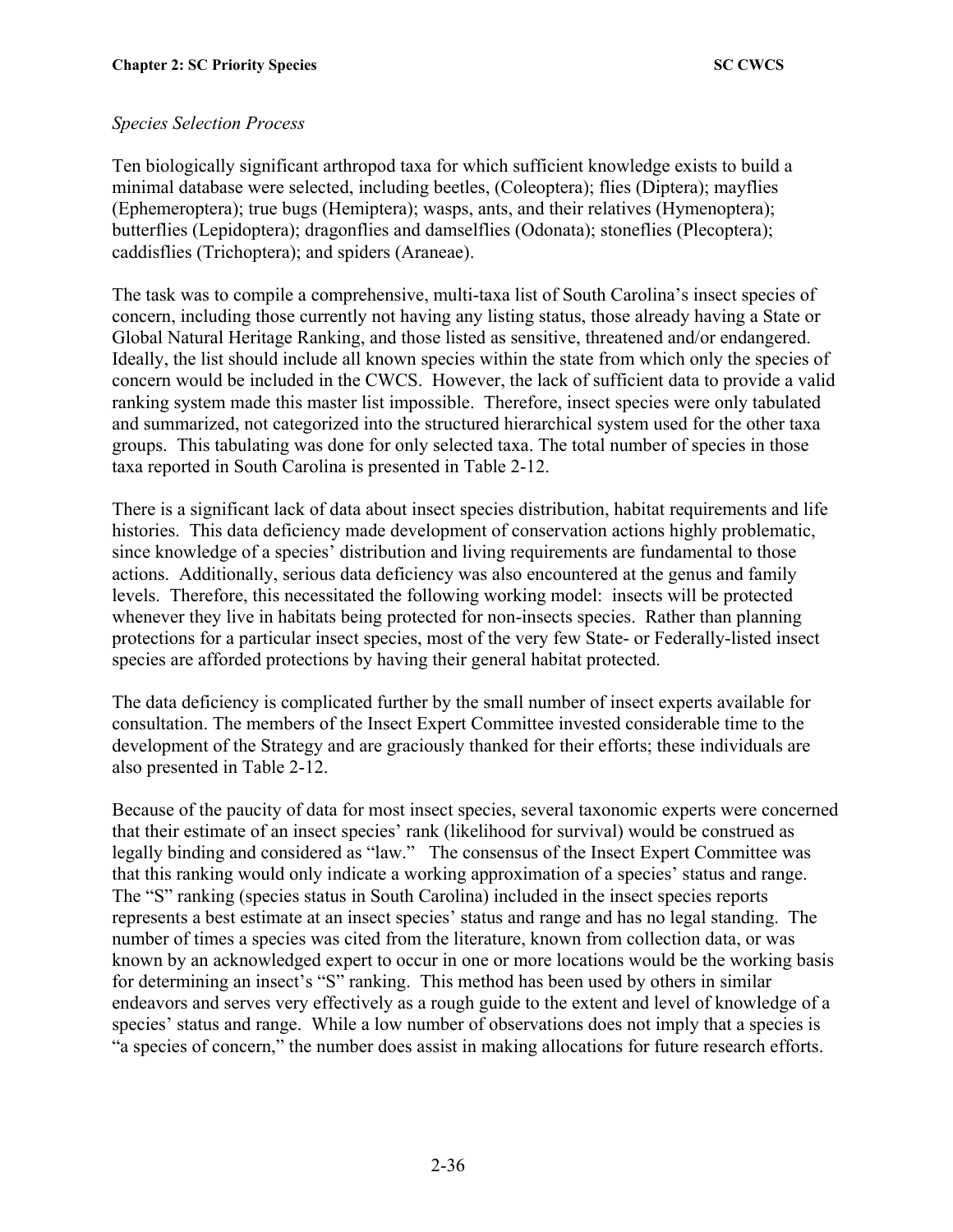*Species Selection Process*

Ten biologically significant arthropod taxa for which sufficient knowledge exists to build a minimal database were selected, including beetles, (Coleoptera); flies (Diptera); mayflies (Ephemeroptera); true bugs (Hemiptera); wasps, ants, and their relatives (Hymenoptera); butterflies (Lepidoptera); dragonflies and damselflies (Odonata); stoneflies (Plecoptera); caddisflies (Trichoptera); and spiders (Araneae).

The task was to compile a comprehensive, multi-taxa list of South Carolina's insect species of concern, including those currently not having any listing status, those already having a State or Global Natural Heritage Ranking, and those listed as sensitive, threatened and/or endangered. Ideally, the list should include all known species within the state from which only the species of concern would be included in the CWCS. However, the lack of sufficient data to provide a valid ranking system made this master list impossible. Therefore, insect species were only tabulated and summarized, not categorized into the structured hierarchical system used for the other taxa groups. This tabulating was done for only selected taxa. The total number of species in those taxa reported in South Carolina is presented in Table 2-12.

There is a significant lack of data about insect species distribution, habitat requirements and life histories. This data deficiency made development of conservation actions highly problematic, since knowledge of a species' distribution and living requirements are fundamental to those actions. Additionally, serious data deficiency was also encountered at the genus and family levels. Therefore, this necessitated the following working model: insects will be protected whenever they live in habitats being protected for non-insects species. Rather than planning protections for a particular insect species, most of the very few State- or Federally-listed insect species are afforded protections by having their general habitat protected.

The data deficiency is complicated further by the small number of insect experts available for consultation. The members of the Insect Expert Committee invested considerable time to the development of the Strategy and are graciously thanked for their efforts; these individuals are also presented in Table 2-12.

Because of the paucity of data for most insect species, several taxonomic experts were concerned that their estimate of an insect species' rank (likelihood for survival) would be construed as legally binding and considered as "law." The consensus of the Insect Expert Committee was that this ranking would only indicate a working approximation of a species' status and range. The "S" ranking (species status in South Carolina) included in the insect species reports represents a best estimate at an insect species' status and range and has no legal standing. The number of times a species was cited from the literature, known from collection data, or was known by an acknowledged expert to occur in one or more locations would be the working basis for determining an insect's "S" ranking. This method has been used by others in similar endeavors and serves very effectively as a rough guide to the extent and level of knowledge of a species' status and range. While a low number of observations does not imply that a species is "a species of concern," the number does assist in making allocations for future research efforts.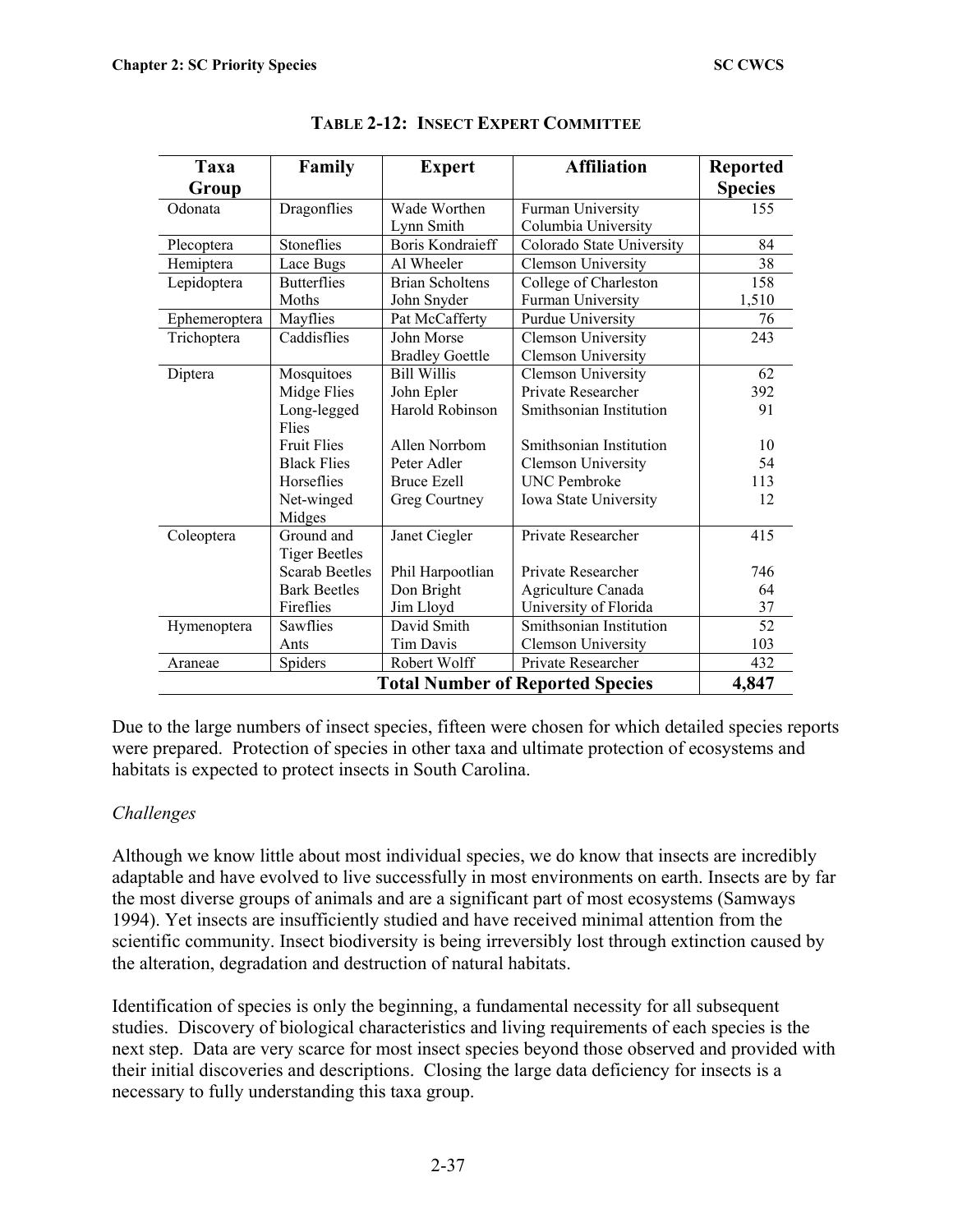**TABLE 2-12: INSECT EXPERT COMMITTEE**

| Taxa Group | Family | Expert | Affiliation | Reported Species |
|---|---|---|---|---|
| Odonata | Dragonflies | Wade Worthen<br>Lynn Smith | Furman University<br>Columbia University | 155 |
| Plecoptera | Stoneflies | Boris Kondraieff | Colorado State University | 84 |
| Hemiptera | Lace Bugs | Al Wheeler | Clemson University | 38 |
| Lepidoptera | Butterflies<br>Moths | Brian Scholtens<br>John Snyder | College of Charleston<br>Furman University | 158<br>1,510 |
| Ephemeroptera | Mayflies | Pat McCafferty | Purdue University | 76 |
| Trichoptera | Caddisflies | John Morse<br>Bradley Goettle | Clemson University<br>Clemson University | 243 |
| Diptera | Mosquitoes<br>Midge Flies<br>Long-legged Flies<br>Fruit Flies<br>Black Flies<br>Horseflies<br>Net-winged Midges | Bill Willis<br>John Epler<br>Harold Robinson<br>Allen Norrbom<br>Peter Adler<br>Bruce Ezell<br>Greg Courtney | Clemson University<br>Private Researcher<br>Smithsonian Institution<br>Smithsonian Institution<br>Clemson University<br>UNC Pembroke<br>Iowa State University | 62<br>392<br>91<br>10<br>54<br>113<br>12 |
| Coleoptera | Ground and Tiger Beetles<br>Scarab Beetles<br>Bark Beetles<br>Fireflies | Janet Ciegler<br>Phil Harpootlian<br>Don Bright<br>Jim Lloyd | Private Researcher<br>Private Researcher<br>Agriculture Canada<br>University of Florida | 415<br>746<br>64<br>37 |
| Hymenoptera | Sawflies<br>Ants | David Smith<br>Tim Davis | Smithsonian Institution<br>Clemson University | 52<br>103 |
| Araneae | Spiders | Robert Wolff | Private Researcher | 432 |
| | | **Total Number of Reported Species** | | **4,847** |

Due to the large numbers of insect species, fifteen were chosen for which detailed species reports were prepared. Protection of species in other taxa and ultimate protection of ecosystems and habitats is expected to protect insects in South Carolina.

*Challenges*

Although we know little about most individual species, we do know that insects are incredibly adaptable and have evolved to live successfully in most environments on earth. Insects are by far the most diverse groups of animals and are a significant part of most ecosystems (Samways 1994). Yet insects are insufficiently studied and have received minimal attention from the scientific community. Insect biodiversity is being irreversibly lost through extinction caused by the alteration, degradation and destruction of natural habitats.

Identification of species is only the beginning, a fundamental necessity for all subsequent studies. Discovery of biological characteristics and living requirements of each species is the next step. Data are very scarce for most insect species beyond those observed and provided with their initial discoveries and descriptions. Closing the large data deficiency for insects is a necessary to fully understanding this taxa group.